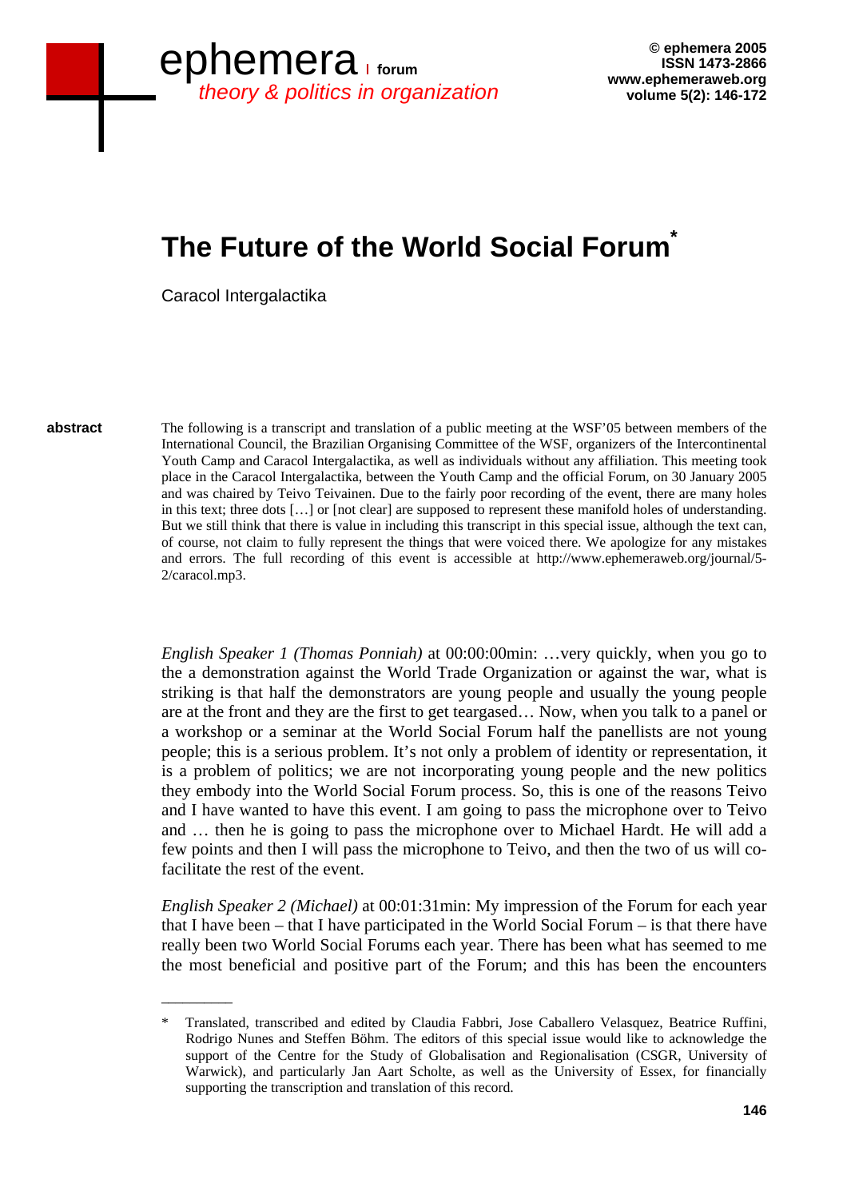# The Future of the World Social Forum*

Caracol Intergalactika

**abstract**

The following is a transcript and translation of a public meeting at the WSF'05 between members of the International Council, the Brazilian Organising Committee of the WSF, organizers of the Intercontinental Youth Camp and Caracol Intergalactika, as well as individuals without any affiliation. This meeting took place in the Caracol Intergalactika, between the Youth Camp and the official Forum, on 30 January 2005 and was chaired by Teivo Teivainen. Due to the fairly poor recording of the event, there are many holes in this text; three dots […] or [not clear] are supposed to represent these manifold holes of understanding. But we still think that there is value in including this transcript in this special issue, although the text can, of course, not claim to fully represent the things that were voiced there. We apologize for any mistakes and errors. The full recording of this event is accessible at http://www.ephemeraweb.org/journal/5-2/caracol.mp3.

*English Speaker 1 (Thomas Ponniah)* at 00:00:00min: …very quickly, when you go to the a demonstration against the World Trade Organization or against the war, what is striking is that half the demonstrators are young people and usually the young people are at the front and they are the first to get teargased… Now, when you talk to a panel or a workshop or a seminar at the World Social Forum half the panellists are not young people; this is a serious problem. It's not only a problem of identity or representation, it is a problem of politics; we are not incorporating young people and the new politics they embody into the World Social Forum process. So, this is one of the reasons Teivo and I have wanted to have this event. I am going to pass the microphone over to Teivo and … then he is going to pass the microphone over to Michael Hardt. He will add a few points and then I will pass the microphone to Teivo, and then the two of us will co-facilitate the rest of the event.

*English Speaker 2 (Michael)* at 00:01:31min: My impression of the Forum for each year that I have been – that I have participated in the World Social Forum – is that there have really been two World Social Forums each year. There has been what has seemed to me the most beneficial and positive part of the Forum; and this has been the encounters

---

\* Translated, transcribed and edited by Claudia Fabbri, Jose Caballero Velasquez, Beatrice Ruffini, Rodrigo Nunes and Steffen Böhm. The editors of this special issue would like to acknowledge the support of the Centre for the Study of Globalisation and Regionalisation (CSGR, University of Warwick), and particularly Jan Aart Scholte, as well as the University of Essex, for financially supporting the transcription and translation of this record.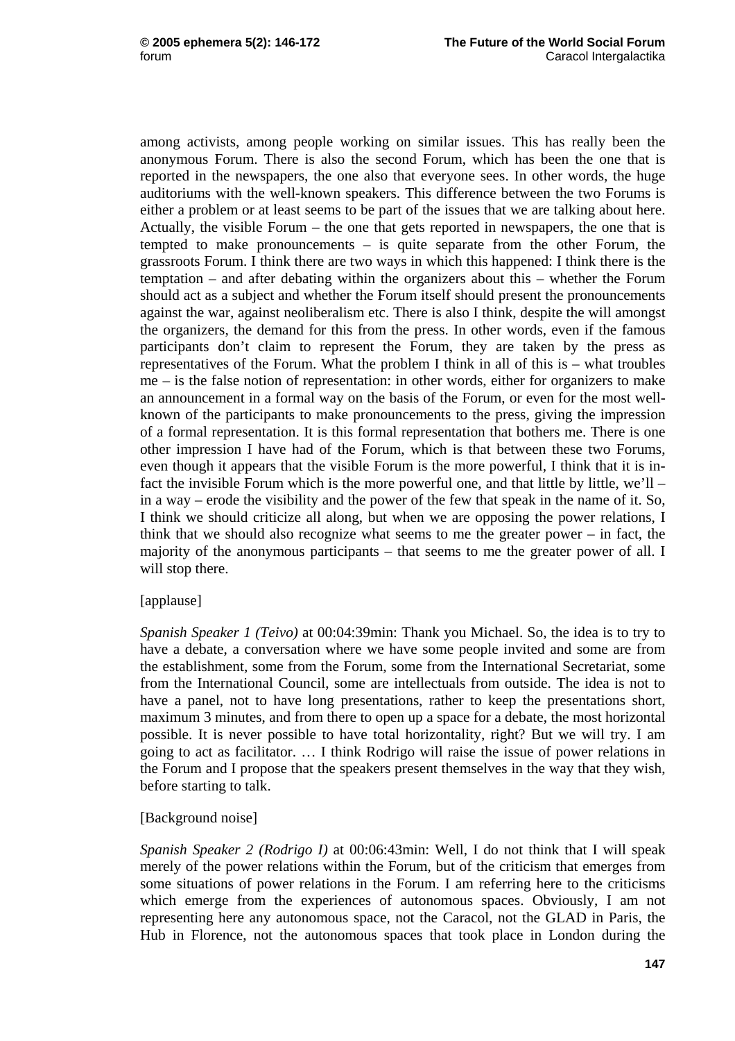among activists, among people working on similar issues. This has really been the anonymous Forum. There is also the second Forum, which has been the one that is reported in the newspapers, the one also that everyone sees. In other words, the huge auditoriums with the well-known speakers. This difference between the two Forums is either a problem or at least seems to be part of the issues that we are talking about here. Actually, the visible Forum – the one that gets reported in newspapers, the one that is tempted to make pronouncements – is quite separate from the other Forum, the grassroots Forum. I think there are two ways in which this happened: I think there is the temptation – and after debating within the organizers about this – whether the Forum should act as a subject and whether the Forum itself should present the pronouncements against the war, against neoliberalism etc. There is also I think, despite the will amongst the organizers, the demand for this from the press. In other words, even if the famous participants don't claim to represent the Forum, they are taken by the press as representatives of the Forum. What the problem I think in all of this is – what troubles me – is the false notion of representation: in other words, either for organizers to make an announcement in a formal way on the basis of the Forum, or even for the most well-known of the participants to make pronouncements to the press, giving the impression of a formal representation. It is this formal representation that bothers me. There is one other impression I have had of the Forum, which is that between these two Forums, even though it appears that the visible Forum is the more powerful, I think that it is in-fact the invisible Forum which is the more powerful one, and that little by little, we'll – in a way – erode the visibility and the power of the few that speak in the name of it. So, I think we should criticize all along, but when we are opposing the power relations, I think that we should also recognize what seems to me the greater power – in fact, the majority of the anonymous participants – that seems to me the greater power of all. I will stop there.

[applause]

*Spanish Speaker 1 (Teivo)* at 00:04:39min: Thank you Michael. So, the idea is to try to have a debate, a conversation where we have some people invited and some are from the establishment, some from the Forum, some from the International Secretariat, some from the International Council, some are intellectuals from outside. The idea is not to have a panel, not to have long presentations, rather to keep the presentations short, maximum 3 minutes, and from there to open up a space for a debate, the most horizontal possible. It is never possible to have total horizontality, right? But we will try. I am going to act as facilitator. … I think Rodrigo will raise the issue of power relations in the Forum and I propose that the speakers present themselves in the way that they wish, before starting to talk.

[Background noise]

*Spanish Speaker 2 (Rodrigo I)* at 00:06:43min: Well, I do not think that I will speak merely of the power relations within the Forum, but of the criticism that emerges from some situations of power relations in the Forum. I am referring here to the criticisms which emerge from the experiences of autonomous spaces. Obviously, I am not representing here any autonomous space, not the Caracol, not the GLAD in Paris, the Hub in Florence, not the autonomous spaces that took place in London during the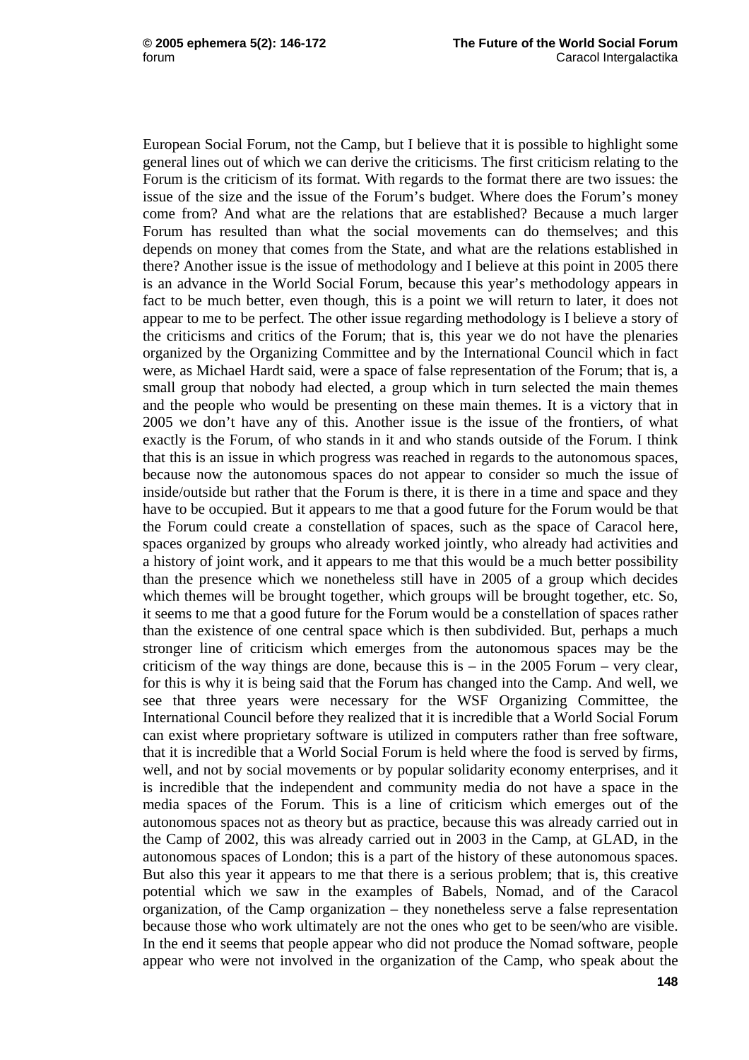European Social Forum, not the Camp, but I believe that it is possible to highlight some general lines out of which we can derive the criticisms. The first criticism relating to the Forum is the criticism of its format. With regards to the format there are two issues: the issue of the size and the issue of the Forum's budget. Where does the Forum's money come from? And what are the relations that are established? Because a much larger Forum has resulted than what the social movements can do themselves; and this depends on money that comes from the State, and what are the relations established in there? Another issue is the issue of methodology and I believe at this point in 2005 there is an advance in the World Social Forum, because this year's methodology appears in fact to be much better, even though, this is a point we will return to later, it does not appear to me to be perfect. The other issue regarding methodology is I believe a story of the criticisms and critics of the Forum; that is, this year we do not have the plenaries organized by the Organizing Committee and by the International Council which in fact were, as Michael Hardt said, were a space of false representation of the Forum; that is, a small group that nobody had elected, a group which in turn selected the main themes and the people who would be presenting on these main themes. It is a victory that in 2005 we don't have any of this. Another issue is the issue of the frontiers, of what exactly is the Forum, of who stands in it and who stands outside of the Forum. I think that this is an issue in which progress was reached in regards to the autonomous spaces, because now the autonomous spaces do not appear to consider so much the issue of inside/outside but rather that the Forum is there, it is there in a time and space and they have to be occupied. But it appears to me that a good future for the Forum would be that the Forum could create a constellation of spaces, such as the space of Caracol here, spaces organized by groups who already worked jointly, who already had activities and a history of joint work, and it appears to me that this would be a much better possibility than the presence which we nonetheless still have in 2005 of a group which decides which themes will be brought together, which groups will be brought together, etc. So, it seems to me that a good future for the Forum would be a constellation of spaces rather than the existence of one central space which is then subdivided. But, perhaps a much stronger line of criticism which emerges from the autonomous spaces may be the criticism of the way things are done, because this is – in the 2005 Forum – very clear, for this is why it is being said that the Forum has changed into the Camp. And well, we see that three years were necessary for the WSF Organizing Committee, the International Council before they realized that it is incredible that a World Social Forum can exist where proprietary software is utilized in computers rather than free software, that it is incredible that a World Social Forum is held where the food is served by firms, well, and not by social movements or by popular solidarity economy enterprises, and it is incredible that the independent and community media do not have a space in the media spaces of the Forum. This is a line of criticism which emerges out of the autonomous spaces not as theory but as practice, because this was already carried out in the Camp of 2002, this was already carried out in 2003 in the Camp, at GLAD, in the autonomous spaces of London; this is a part of the history of these autonomous spaces. But also this year it appears to me that there is a serious problem; that is, this creative potential which we saw in the examples of Babels, Nomad, and of the Caracol organization, of the Camp organization – they nonetheless serve a false representation because those who work ultimately are not the ones who get to be seen/who are visible. In the end it seems that people appear who did not produce the Nomad software, people appear who were not involved in the organization of the Camp, who speak about the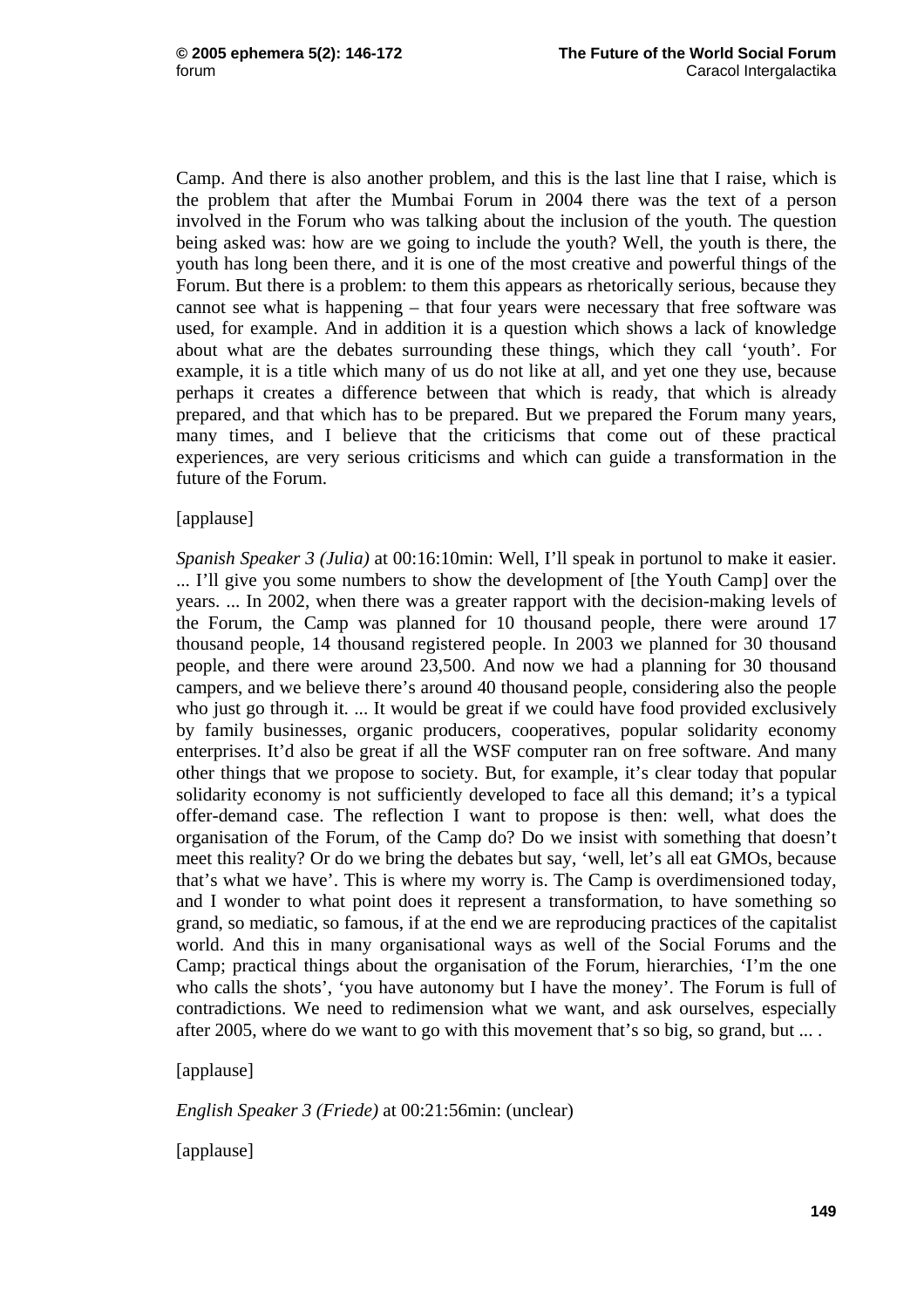Camp. And there is also another problem, and this is the last line that I raise, which is the problem that after the Mumbai Forum in 2004 there was the text of a person involved in the Forum who was talking about the inclusion of the youth. The question being asked was: how are we going to include the youth? Well, the youth is there, the youth has long been there, and it is one of the most creative and powerful things of the Forum. But there is a problem: to them this appears as rhetorically serious, because they cannot see what is happening – that four years were necessary that free software was used, for example. And in addition it is a question which shows a lack of knowledge about what are the debates surrounding these things, which they call 'youth'. For example, it is a title which many of us do not like at all, and yet one they use, because perhaps it creates a difference between that which is ready, that which is already prepared, and that which has to be prepared. But we prepared the Forum many years, many times, and I believe that the criticisms that come out of these practical experiences, are very serious criticisms and which can guide a transformation in the future of the Forum.

[applause]

*Spanish Speaker 3 (Julia)* at 00:16:10min: Well, I'll speak in portunol to make it easier. ... I'll give you some numbers to show the development of [the Youth Camp] over the years. ... In 2002, when there was a greater rapport with the decision-making levels of the Forum, the Camp was planned for 10 thousand people, there were around 17 thousand people, 14 thousand registered people. In 2003 we planned for 30 thousand people, and there were around 23,500. And now we had a planning for 30 thousand campers, and we believe there's around 40 thousand people, considering also the people who just go through it. ... It would be great if we could have food provided exclusively by family businesses, organic producers, cooperatives, popular solidarity economy enterprises. It'd also be great if all the WSF computer ran on free software. And many other things that we propose to society. But, for example, it's clear today that popular solidarity economy is not sufficiently developed to face all this demand; it's a typical offer-demand case. The reflection I want to propose is then: well, what does the organisation of the Forum, of the Camp do? Do we insist with something that doesn't meet this reality? Or do we bring the debates but say, 'well, let's all eat GMOs, because that's what we have'. This is where my worry is. The Camp is overdimensioned today, and I wonder to what point does it represent a transformation, to have something so grand, so mediatic, so famous, if at the end we are reproducing practices of the capitalist world. And this in many organisational ways as well of the Social Forums and the Camp; practical things about the organisation of the Forum, hierarchies, 'I'm the one who calls the shots', 'you have autonomy but I have the money'. The Forum is full of contradictions. We need to redimension what we want, and ask ourselves, especially after 2005, where do we want to go with this movement that's so big, so grand, but ... .

[applause]

*English Speaker 3 (Friede)* at 00:21:56min: (unclear)

[applause]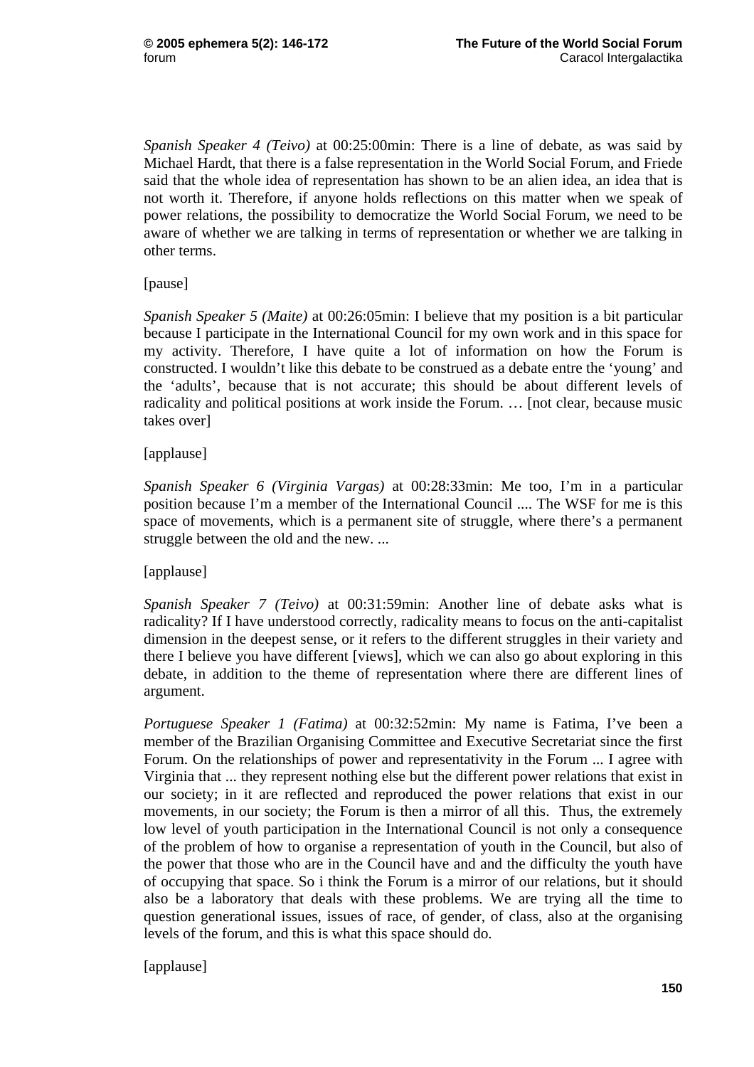*Spanish Speaker 4 (Teivo)* at 00:25:00min: There is a line of debate, as was said by Michael Hardt, that there is a false representation in the World Social Forum, and Friede said that the whole idea of representation has shown to be an alien idea, an idea that is not worth it. Therefore, if anyone holds reflections on this matter when we speak of power relations, the possibility to democratize the World Social Forum, we need to be aware of whether we are talking in terms of representation or whether we are talking in other terms.

[pause]

*Spanish Speaker 5 (Maite)* at 00:26:05min: I believe that my position is a bit particular because I participate in the International Council for my own work and in this space for my activity. Therefore, I have quite a lot of information on how the Forum is constructed. I wouldn't like this debate to be construed as a debate entre the 'young' and the 'adults', because that is not accurate; this should be about different levels of radicality and political positions at work inside the Forum. … [not clear, because music takes over]

[applause]

*Spanish Speaker 6 (Virginia Vargas)* at 00:28:33min: Me too, I'm in a particular position because I'm a member of the International Council .... The WSF for me is this space of movements, which is a permanent site of struggle, where there's a permanent struggle between the old and the new. ...

[applause]

*Spanish Speaker 7 (Teivo)* at 00:31:59min: Another line of debate asks what is radicality? If I have understood correctly, radicality means to focus on the anti-capitalist dimension in the deepest sense, or it refers to the different struggles in their variety and there I believe you have different [views], which we can also go about exploring in this debate, in addition to the theme of representation where there are different lines of argument.

*Portuguese Speaker 1 (Fatima)* at 00:32:52min: My name is Fatima, I've been a member of the Brazilian Organising Committee and Executive Secretariat since the first Forum. On the relationships of power and representativity in the Forum ... I agree with Virginia that ... they represent nothing else but the different power relations that exist in our society; in it are reflected and reproduced the power relations that exist in our movements, in our society; the Forum is then a mirror of all this. Thus, the extremely low level of youth participation in the International Council is not only a consequence of the problem of how to organise a representation of youth in the Council, but also of the power that those who are in the Council have and and the difficulty the youth have of occupying that space. So i think the Forum is a mirror of our relations, but it should also be a laboratory that deals with these problems. We are trying all the time to question generational issues, issues of race, of gender, of class, also at the organising levels of the forum, and this is what this space should do.

[applause]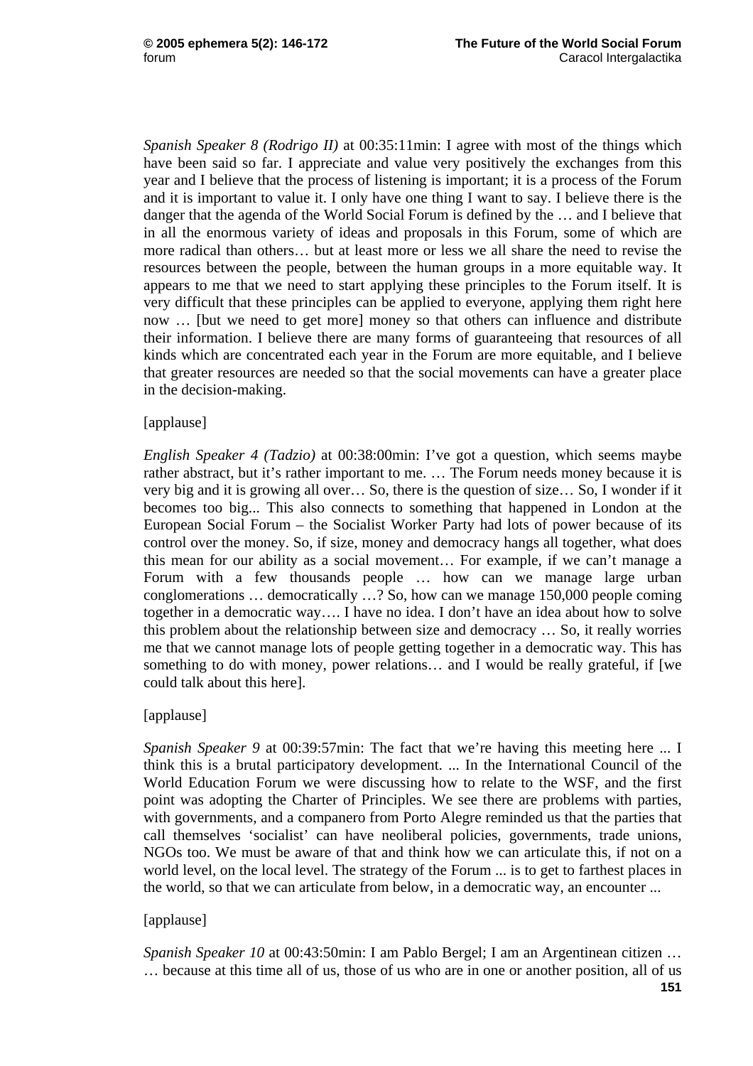*Spanish Speaker 8 (Rodrigo II)* at 00:35:11min: I agree with most of the things which have been said so far. I appreciate and value very positively the exchanges from this year and I believe that the process of listening is important; it is a process of the Forum and it is important to value it. I only have one thing I want to say. I believe there is the danger that the agenda of the World Social Forum is defined by the … and I believe that in all the enormous variety of ideas and proposals in this Forum, some of which are more radical than others… but at least more or less we all share the need to revise the resources between the people, between the human groups in a more equitable way. It appears to me that we need to start applying these principles to the Forum itself. It is very difficult that these principles can be applied to everyone, applying them right here now … [but we need to get more] money so that others can influence and distribute their information. I believe there are many forms of guaranteeing that resources of all kinds which are concentrated each year in the Forum are more equitable, and I believe that greater resources are needed so that the social movements can have a greater place in the decision-making.

[applause]

*English Speaker 4 (Tadzio)* at 00:38:00min: I've got a question, which seems maybe rather abstract, but it's rather important to me. … The Forum needs money because it is very big and it is growing all over… So, there is the question of size… So, I wonder if it becomes too big... This also connects to something that happened in London at the European Social Forum – the Socialist Worker Party had lots of power because of its control over the money. So, if size, money and democracy hangs all together, what does this mean for our ability as a social movement… For example, if we can't manage a Forum with a few thousands people … how can we manage large urban conglomerations … democratically …? So, how can we manage 150,000 people coming together in a democratic way…. I have no idea. I don't have an idea about how to solve this problem about the relationship between size and democracy … So, it really worries me that we cannot manage lots of people getting together in a democratic way. This has something to do with money, power relations… and I would be really grateful, if [we could talk about this here].

[applause]

*Spanish Speaker 9* at 00:39:57min: The fact that we're having this meeting here ... I think this is a brutal participatory development. ... In the International Council of the World Education Forum we were discussing how to relate to the WSF, and the first point was adopting the Charter of Principles. We see there are problems with parties, with governments, and a companero from Porto Alegre reminded us that the parties that call themselves 'socialist' can have neoliberal policies, governments, trade unions, NGOs too. We must be aware of that and think how we can articulate this, if not on a world level, on the local level. The strategy of the Forum ... is to get to farthest places in the world, so that we can articulate from below, in a democratic way, an encounter ...

[applause]

*Spanish Speaker 10* at 00:43:50min: I am Pablo Bergel; I am an Argentinean citizen … … because at this time all of us, those of us who are in one or another position, all of us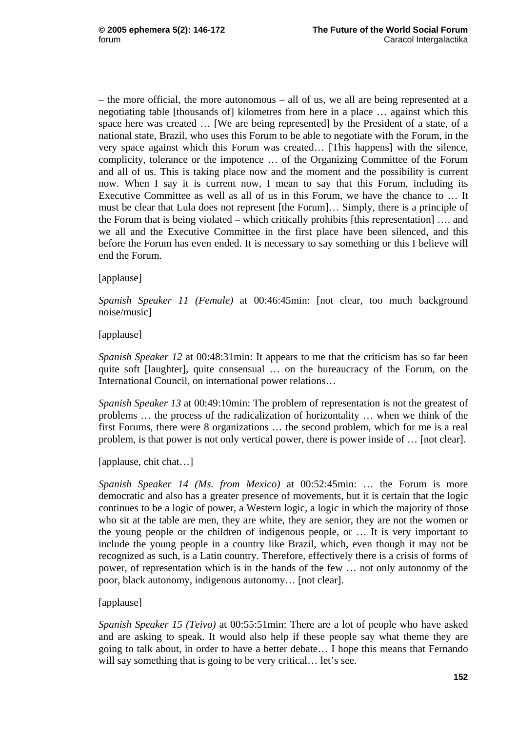– the more official, the more autonomous – all of us, we all are being represented at a negotiating table [thousands of] kilometres from here in a place … against which this space here was created … [We are being represented] by the President of a state, of a national state, Brazil, who uses this Forum to be able to negotiate with the Forum, in the very space against which this Forum was created… [This happens] with the silence, complicity, tolerance or the impotence … of the Organizing Committee of the Forum and all of us. This is taking place now and the moment and the possibility is current now. When I say it is current now, I mean to say that this Forum, including its Executive Committee as well as all of us in this Forum, we have the chance to … It must be clear that Lula does not represent [the Forum]… Simply, there is a principle of the Forum that is being violated – which critically prohibits [this representation] …. and we all and the Executive Committee in the first place have been silenced, and this before the Forum has even ended. It is necessary to say something or this I believe will end the Forum.

[applause]

*Spanish Speaker 11 (Female)* at 00:46:45min: [not clear, too much background noise/music]

[applause]

*Spanish Speaker 12* at 00:48:31min: It appears to me that the criticism has so far been quite soft [laughter], quite consensual … on the bureaucracy of the Forum, on the International Council, on international power relations…

*Spanish Speaker 13* at 00:49:10min: The problem of representation is not the greatest of problems … the process of the radicalization of horizontality … when we think of the first Forums, there were 8 organizations … the second problem, which for me is a real problem, is that power is not only vertical power, there is power inside of … [not clear].

[applause, chit chat…]

*Spanish Speaker 14 (Ms. from Mexico)* at 00:52:45min: … the Forum is more democratic and also has a greater presence of movements, but it is certain that the logic continues to be a logic of power, a Western logic, a logic in which the majority of those who sit at the table are men, they are white, they are senior, they are not the women or the young people or the children of indigenous people, or … It is very important to include the young people in a country like Brazil, which, even though it may not be recognized as such, is a Latin country. Therefore, effectively there is a crisis of forms of power, of representation which is in the hands of the few … not only autonomy of the poor, black autonomy, indigenous autonomy… [not clear].

[applause]

*Spanish Speaker 15 (Teivo)* at 00:55:51min: There are a lot of people who have asked and are asking to speak. It would also help if these people say what theme they are going to talk about, in order to have a better debate… I hope this means that Fernando will say something that is going to be very critical… let's see.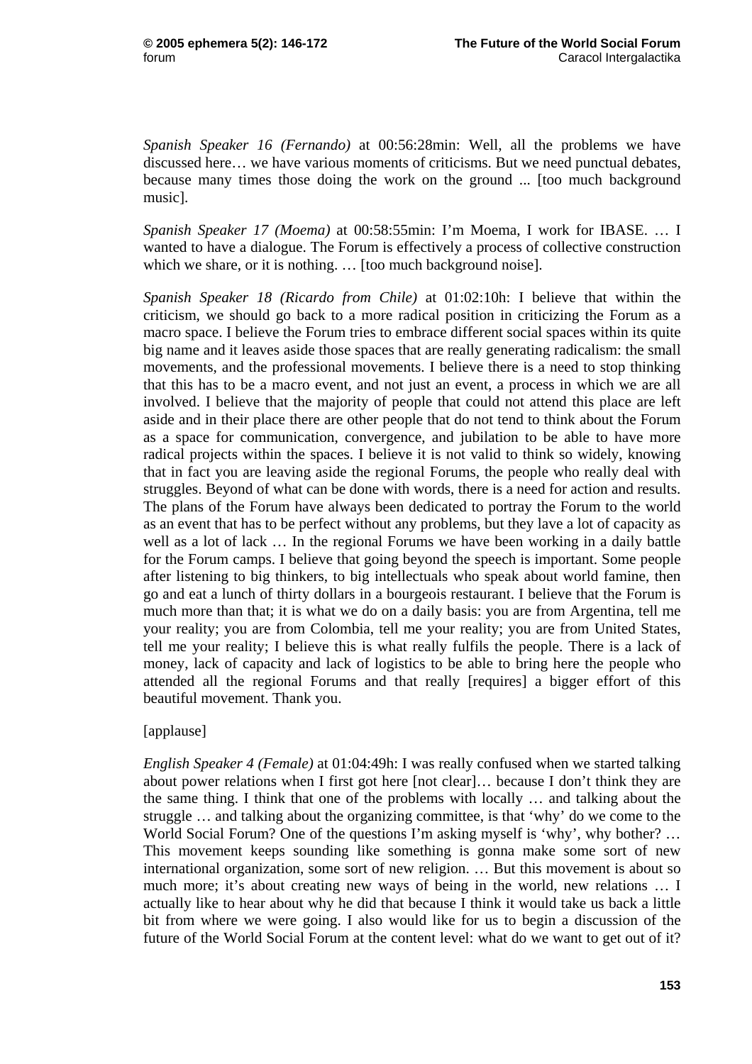*Spanish Speaker 16 (Fernando)* at 00:56:28min: Well, all the problems we have discussed here… we have various moments of criticisms. But we need punctual debates, because many times those doing the work on the ground ... [too much background music].

*Spanish Speaker 17 (Moema)* at 00:58:55min: I'm Moema, I work for IBASE. … I wanted to have a dialogue. The Forum is effectively a process of collective construction which we share, or it is nothing. … [too much background noise].

*Spanish Speaker 18 (Ricardo from Chile)* at 01:02:10h: I believe that within the criticism, we should go back to a more radical position in criticizing the Forum as a macro space. I believe the Forum tries to embrace different social spaces within its quite big name and it leaves aside those spaces that are really generating radicalism: the small movements, and the professional movements. I believe there is a need to stop thinking that this has to be a macro event, and not just an event, a process in which we are all involved. I believe that the majority of people that could not attend this place are left aside and in their place there are other people that do not tend to think about the Forum as a space for communication, convergence, and jubilation to be able to have more radical projects within the spaces. I believe it is not valid to think so widely, knowing that in fact you are leaving aside the regional Forums, the people who really deal with struggles. Beyond of what can be done with words, there is a need for action and results. The plans of the Forum have always been dedicated to portray the Forum to the world as an event that has to be perfect without any problems, but they lave a lot of capacity as well as a lot of lack … In the regional Forums we have been working in a daily battle for the Forum camps. I believe that going beyond the speech is important. Some people after listening to big thinkers, to big intellectuals who speak about world famine, then go and eat a lunch of thirty dollars in a bourgeois restaurant. I believe that the Forum is much more than that; it is what we do on a daily basis: you are from Argentina, tell me your reality; you are from Colombia, tell me your reality; you are from United States, tell me your reality; I believe this is what really fulfils the people. There is a lack of money, lack of capacity and lack of logistics to be able to bring here the people who attended all the regional Forums and that really [requires] a bigger effort of this beautiful movement. Thank you.

[applause]

*English Speaker 4 (Female)* at 01:04:49h: I was really confused when we started talking about power relations when I first got here [not clear]… because I don't think they are the same thing. I think that one of the problems with locally … and talking about the struggle … and talking about the organizing committee, is that 'why' do we come to the World Social Forum? One of the questions I'm asking myself is 'why', why bother? … This movement keeps sounding like something is gonna make some sort of new international organization, some sort of new religion. … But this movement is about so much more; it's about creating new ways of being in the world, new relations … I actually like to hear about why he did that because I think it would take us back a little bit from where we were going. I also would like for us to begin a discussion of the future of the World Social Forum at the content level: what do we want to get out of it?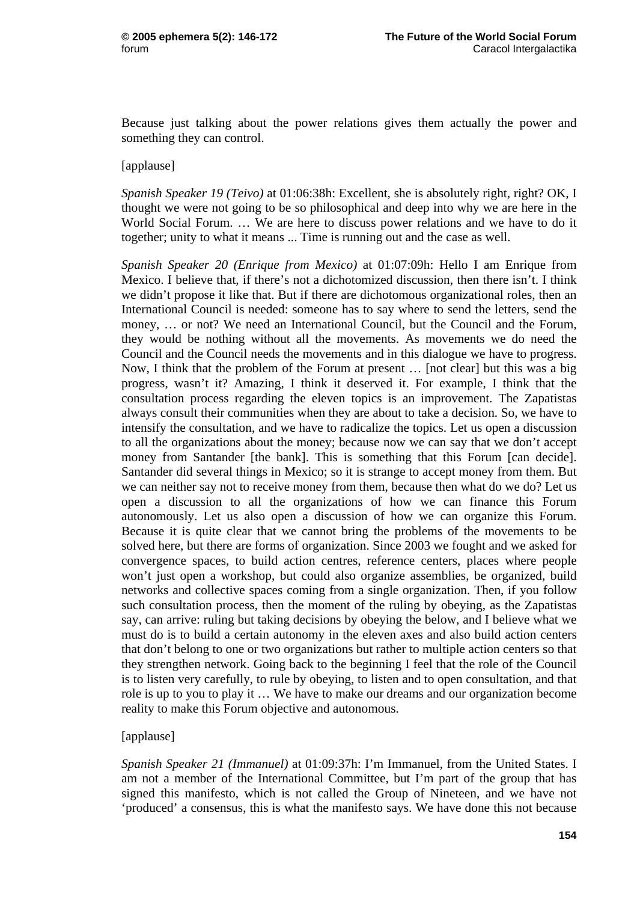Because just talking about the power relations gives them actually the power and something they can control.

[applause]

*Spanish Speaker 19 (Teivo)* at 01:06:38h: Excellent, she is absolutely right, right? OK, I thought we were not going to be so philosophical and deep into why we are here in the World Social Forum. … We are here to discuss power relations and we have to do it together; unity to what it means ... Time is running out and the case as well.

*Spanish Speaker 20 (Enrique from Mexico)* at 01:07:09h: Hello I am Enrique from Mexico. I believe that, if there's not a dichotomized discussion, then there isn't. I think we didn't propose it like that. But if there are dichotomous organizational roles, then an International Council is needed: someone has to say where to send the letters, send the money, … or not? We need an International Council, but the Council and the Forum, they would be nothing without all the movements. As movements we do need the Council and the Council needs the movements and in this dialogue we have to progress. Now, I think that the problem of the Forum at present … [not clear] but this was a big progress, wasn't it? Amazing, I think it deserved it. For example, I think that the consultation process regarding the eleven topics is an improvement. The Zapatistas always consult their communities when they are about to take a decision. So, we have to intensify the consultation, and we have to radicalize the topics. Let us open a discussion to all the organizations about the money; because now we can say that we don't accept money from Santander [the bank]. This is something that this Forum [can decide]. Santander did several things in Mexico; so it is strange to accept money from them. But we can neither say not to receive money from them, because then what do we do? Let us open a discussion to all the organizations of how we can finance this Forum autonomously. Let us also open a discussion of how we can organize this Forum. Because it is quite clear that we cannot bring the problems of the movements to be solved here, but there are forms of organization. Since 2003 we fought and we asked for convergence spaces, to build action centres, reference centers, places where people won't just open a workshop, but could also organize assemblies, be organized, build networks and collective spaces coming from a single organization. Then, if you follow such consultation process, then the moment of the ruling by obeying, as the Zapatistas say, can arrive: ruling but taking decisions by obeying the below, and I believe what we must do is to build a certain autonomy in the eleven axes and also build action centers that don't belong to one or two organizations but rather to multiple action centers so that they strengthen network. Going back to the beginning I feel that the role of the Council is to listen very carefully, to rule by obeying, to listen and to open consultation, and that role is up to you to play it … We have to make our dreams and our organization become reality to make this Forum objective and autonomous.

[applause]

*Spanish Speaker 21 (Immanuel)* at 01:09:37h: I'm Immanuel, from the United States. I am not a member of the International Committee, but I'm part of the group that has signed this manifesto, which is not called the Group of Nineteen, and we have not 'produced' a consensus, this is what the manifesto says. We have done this not because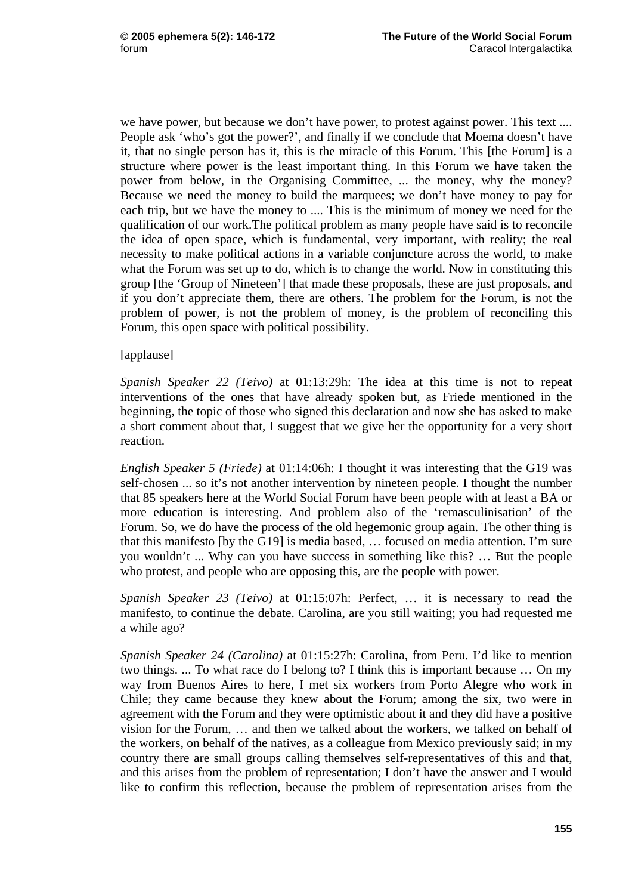we have power, but because we don't have power, to protest against power. This text .... People ask 'who's got the power?', and finally if we conclude that Moema doesn't have it, that no single person has it, this is the miracle of this Forum. This [the Forum] is a structure where power is the least important thing. In this Forum we have taken the power from below, in the Organising Committee, ... the money, why the money? Because we need the money to build the marquees; we don't have money to pay for each trip, but we have the money to .... This is the minimum of money we need for the qualification of our work.The political problem as many people have said is to reconcile the idea of open space, which is fundamental, very important, with reality; the real necessity to make political actions in a variable conjuncture across the world, to make what the Forum was set up to do, which is to change the world. Now in constituting this group [the 'Group of Nineteen'] that made these proposals, these are just proposals, and if you don't appreciate them, there are others. The problem for the Forum, is not the problem of power, is not the problem of money, is the problem of reconciling this Forum, this open space with political possibility.

[applause]

*Spanish Speaker 22 (Teivo)* at 01:13:29h: The idea at this time is not to repeat interventions of the ones that have already spoken but, as Friede mentioned in the beginning, the topic of those who signed this declaration and now she has asked to make a short comment about that, I suggest that we give her the opportunity for a very short reaction.

*English Speaker 5 (Friede)* at 01:14:06h: I thought it was interesting that the G19 was self-chosen ... so it's not another intervention by nineteen people. I thought the number that 85 speakers here at the World Social Forum have been people with at least a BA or more education is interesting. And problem also of the 'remasculinisation' of the Forum. So, we do have the process of the old hegemonic group again. The other thing is that this manifesto [by the G19] is media based, … focused on media attention. I'm sure you wouldn't ... Why can you have success in something like this? … But the people who protest, and people who are opposing this, are the people with power.

*Spanish Speaker 23 (Teivo)* at 01:15:07h: Perfect, … it is necessary to read the manifesto, to continue the debate. Carolina, are you still waiting; you had requested me a while ago?

*Spanish Speaker 24 (Carolina)* at 01:15:27h: Carolina, from Peru. I'd like to mention two things. ... To what race do I belong to? I think this is important because … On my way from Buenos Aires to here, I met six workers from Porto Alegre who work in Chile; they came because they knew about the Forum; among the six, two were in agreement with the Forum and they were optimistic about it and they did have a positive vision for the Forum, … and then we talked about the workers, we talked on behalf of the workers, on behalf of the natives, as a colleague from Mexico previously said; in my country there are small groups calling themselves self-representatives of this and that, and this arises from the problem of representation; I don't have the answer and I would like to confirm this reflection, because the problem of representation arises from the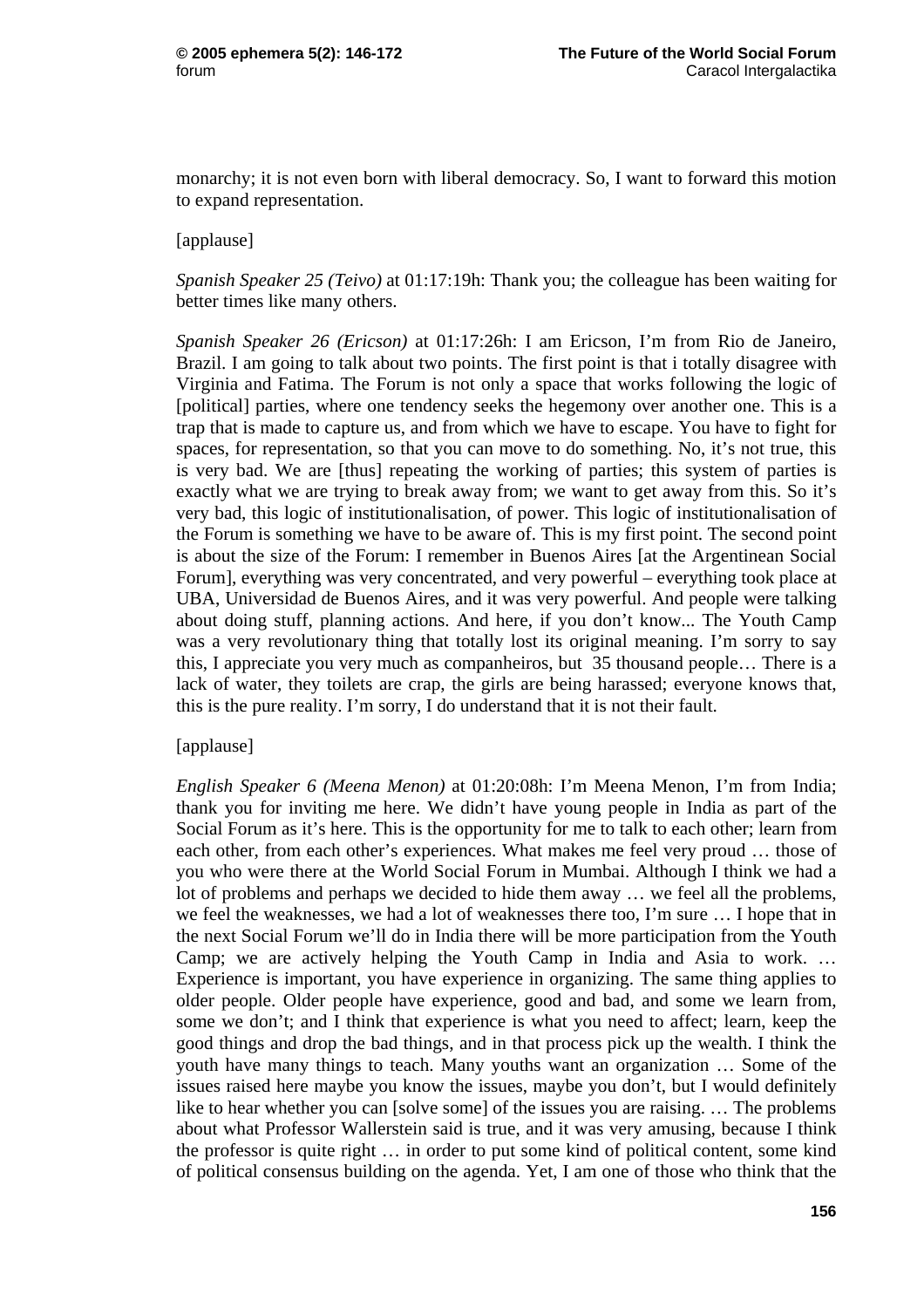monarchy; it is not even born with liberal democracy. So, I want to forward this motion to expand representation.

[applause]

*Spanish Speaker 25 (Teivo)* at 01:17:19h: Thank you; the colleague has been waiting for better times like many others.

*Spanish Speaker 26 (Ericson)* at 01:17:26h: I am Ericson, I'm from Rio de Janeiro, Brazil. I am going to talk about two points. The first point is that i totally disagree with Virginia and Fatima. The Forum is not only a space that works following the logic of [political] parties, where one tendency seeks the hegemony over another one. This is a trap that is made to capture us, and from which we have to escape. You have to fight for spaces, for representation, so that you can move to do something. No, it's not true, this is very bad. We are [thus] repeating the working of parties; this system of parties is exactly what we are trying to break away from; we want to get away from this. So it's very bad, this logic of institutionalisation, of power. This logic of institutionalisation of the Forum is something we have to be aware of. This is my first point. The second point is about the size of the Forum: I remember in Buenos Aires [at the Argentinean Social Forum], everything was very concentrated, and very powerful – everything took place at UBA, Universidad de Buenos Aires, and it was very powerful. And people were talking about doing stuff, planning actions. And here, if you don't know... The Youth Camp was a very revolutionary thing that totally lost its original meaning. I'm sorry to say this, I appreciate you very much as companheiros, but 35 thousand people… There is a lack of water, they toilets are crap, the girls are being harassed; everyone knows that, this is the pure reality. I'm sorry, I do understand that it is not their fault.

[applause]

*English Speaker 6 (Meena Menon)* at 01:20:08h: I'm Meena Menon, I'm from India; thank you for inviting me here. We didn't have young people in India as part of the Social Forum as it's here. This is the opportunity for me to talk to each other; learn from each other, from each other's experiences. What makes me feel very proud … those of you who were there at the World Social Forum in Mumbai. Although I think we had a lot of problems and perhaps we decided to hide them away … we feel all the problems, we feel the weaknesses, we had a lot of weaknesses there too, I'm sure … I hope that in the next Social Forum we'll do in India there will be more participation from the Youth Camp; we are actively helping the Youth Camp in India and Asia to work. … Experience is important, you have experience in organizing. The same thing applies to older people. Older people have experience, good and bad, and some we learn from, some we don't; and I think that experience is what you need to affect; learn, keep the good things and drop the bad things, and in that process pick up the wealth. I think the youth have many things to teach. Many youths want an organization … Some of the issues raised here maybe you know the issues, maybe you don't, but I would definitely like to hear whether you can [solve some] of the issues you are raising. … The problems about what Professor Wallerstein said is true, and it was very amusing, because I think the professor is quite right … in order to put some kind of political content, some kind of political consensus building on the agenda. Yet, I am one of those who think that the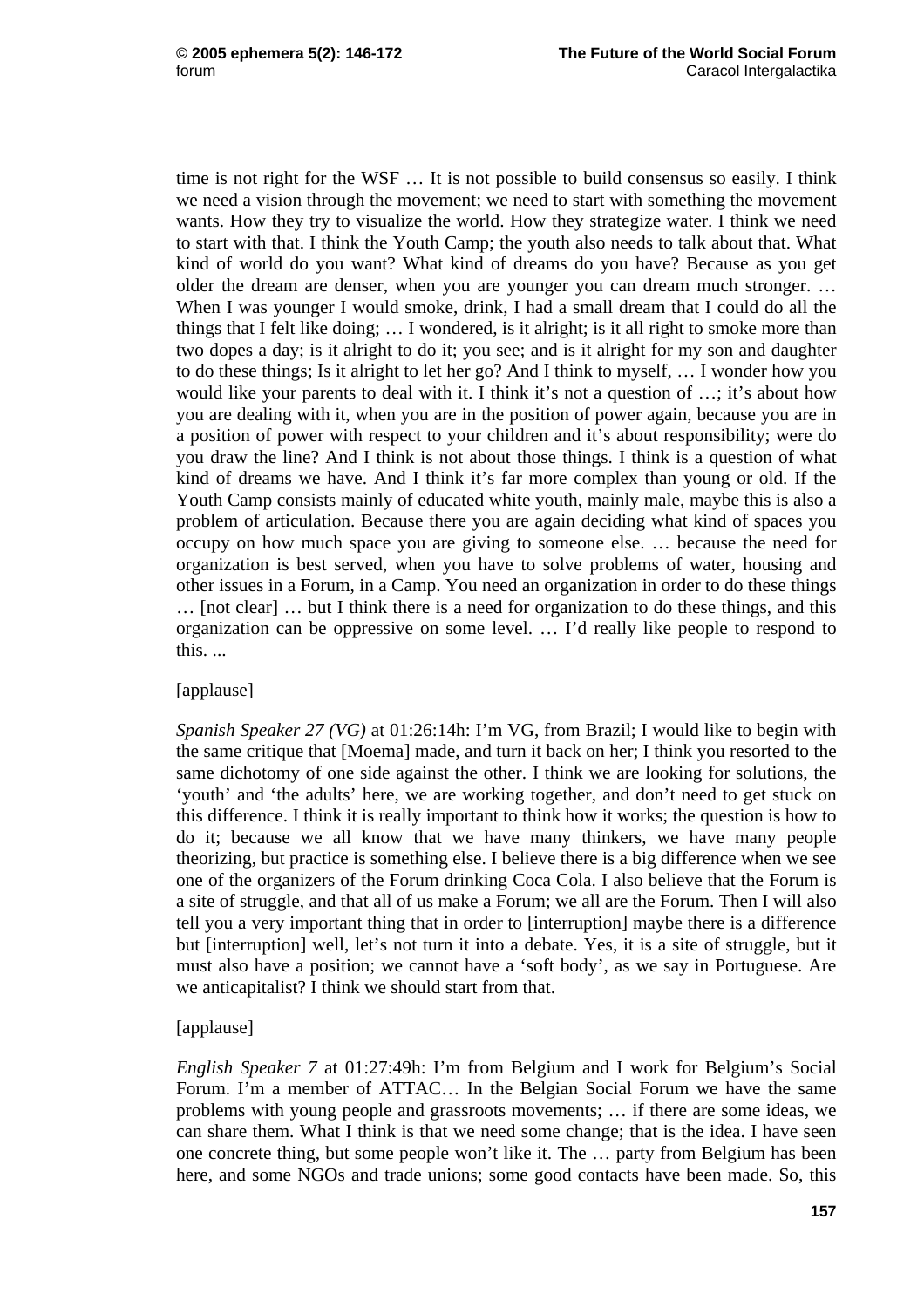time is not right for the WSF … It is not possible to build consensus so easily. I think we need a vision through the movement; we need to start with something the movement wants. How they try to visualize the world. How they strategize water. I think we need to start with that. I think the Youth Camp; the youth also needs to talk about that. What kind of world do you want? What kind of dreams do you have? Because as you get older the dream are denser, when you are younger you can dream much stronger. … When I was younger I would smoke, drink, I had a small dream that I could do all the things that I felt like doing; … I wondered, is it alright; is it all right to smoke more than two dopes a day; is it alright to do it; you see; and is it alright for my son and daughter to do these things; Is it alright to let her go? And I think to myself, … I wonder how you would like your parents to deal with it. I think it's not a question of …; it's about how you are dealing with it, when you are in the position of power again, because you are in a position of power with respect to your children and it's about responsibility; were do you draw the line? And I think is not about those things. I think is a question of what kind of dreams we have. And I think it's far more complex than young or old. If the Youth Camp consists mainly of educated white youth, mainly male, maybe this is also a problem of articulation. Because there you are again deciding what kind of spaces you occupy on how much space you are giving to someone else. … because the need for organization is best served, when you have to solve problems of water, housing and other issues in a Forum, in a Camp. You need an organization in order to do these things … [not clear] … but I think there is a need for organization to do these things, and this organization can be oppressive on some level. … I'd really like people to respond to this. ...

[applause]

*Spanish Speaker 27 (VG)* at 01:26:14h: I'm VG, from Brazil; I would like to begin with the same critique that [Moema] made, and turn it back on her; I think you resorted to the same dichotomy of one side against the other. I think we are looking for solutions, the 'youth' and 'the adults' here, we are working together, and don't need to get stuck on this difference. I think it is really important to think how it works; the question is how to do it; because we all know that we have many thinkers, we have many people theorizing, but practice is something else. I believe there is a big difference when we see one of the organizers of the Forum drinking Coca Cola. I also believe that the Forum is a site of struggle, and that all of us make a Forum; we all are the Forum. Then I will also tell you a very important thing that in order to [interruption] maybe there is a difference but [interruption] well, let's not turn it into a debate. Yes, it is a site of struggle, but it must also have a position; we cannot have a 'soft body', as we say in Portuguese. Are we anticapitalist? I think we should start from that.

[applause]

*English Speaker 7* at 01:27:49h: I'm from Belgium and I work for Belgium's Social Forum. I'm a member of ATTAC… In the Belgian Social Forum we have the same problems with young people and grassroots movements; … if there are some ideas, we can share them. What I think is that we need some change; that is the idea. I have seen one concrete thing, but some people won't like it. The … party from Belgium has been here, and some NGOs and trade unions; some good contacts have been made. So, this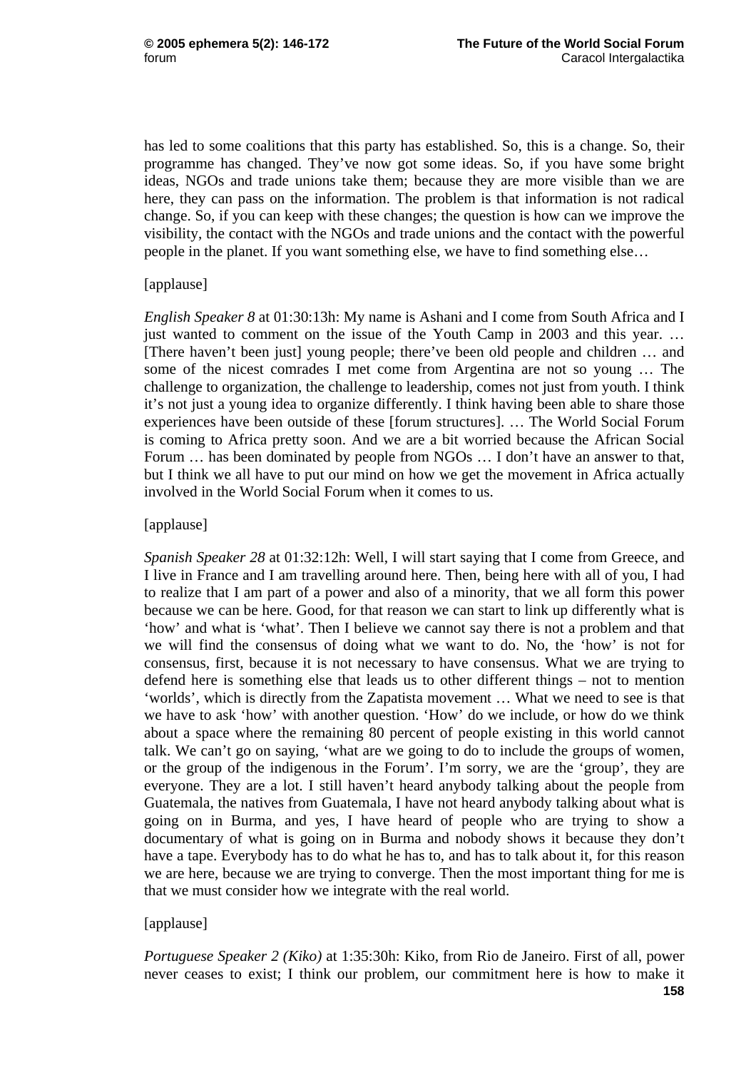has led to some coalitions that this party has established. So, this is a change. So, their programme has changed. They've now got some ideas. So, if you have some bright ideas, NGOs and trade unions take them; because they are more visible than we are here, they can pass on the information. The problem is that information is not radical change. So, if you can keep with these changes; the question is how can we improve the visibility, the contact with the NGOs and trade unions and the contact with the powerful people in the planet. If you want something else, we have to find something else…

[applause]

*English Speaker 8* at 01:30:13h: My name is Ashani and I come from South Africa and I just wanted to comment on the issue of the Youth Camp in 2003 and this year. … [There haven't been just] young people; there've been old people and children … and some of the nicest comrades I met come from Argentina are not so young … The challenge to organization, the challenge to leadership, comes not just from youth. I think it's not just a young idea to organize differently. I think having been able to share those experiences have been outside of these [forum structures]. … The World Social Forum is coming to Africa pretty soon. And we are a bit worried because the African Social Forum … has been dominated by people from NGOs … I don't have an answer to that, but I think we all have to put our mind on how we get the movement in Africa actually involved in the World Social Forum when it comes to us.

[applause]

*Spanish Speaker 28* at 01:32:12h: Well, I will start saying that I come from Greece, and I live in France and I am travelling around here. Then, being here with all of you, I had to realize that I am part of a power and also of a minority, that we all form this power because we can be here. Good, for that reason we can start to link up differently what is 'how' and what is 'what'. Then I believe we cannot say there is not a problem and that we will find the consensus of doing what we want to do. No, the 'how' is not for consensus, first, because it is not necessary to have consensus. What we are trying to defend here is something else that leads us to other different things – not to mention 'worlds', which is directly from the Zapatista movement … What we need to see is that we have to ask 'how' with another question. 'How' do we include, or how do we think about a space where the remaining 80 percent of people existing in this world cannot talk. We can't go on saying, 'what are we going to do to include the groups of women, or the group of the indigenous in the Forum'. I'm sorry, we are the 'group', they are everyone. They are a lot. I still haven't heard anybody talking about the people from Guatemala, the natives from Guatemala, I have not heard anybody talking about what is going on in Burma, and yes, I have heard of people who are trying to show a documentary of what is going on in Burma and nobody shows it because they don't have a tape. Everybody has to do what he has to, and has to talk about it, for this reason we are here, because we are trying to converge. Then the most important thing for me is that we must consider how we integrate with the real world.

[applause]

*Portuguese Speaker 2 (Kiko)* at 1:35:30h: Kiko, from Rio de Janeiro. First of all, power never ceases to exist; I think our problem, our commitment here is how to make it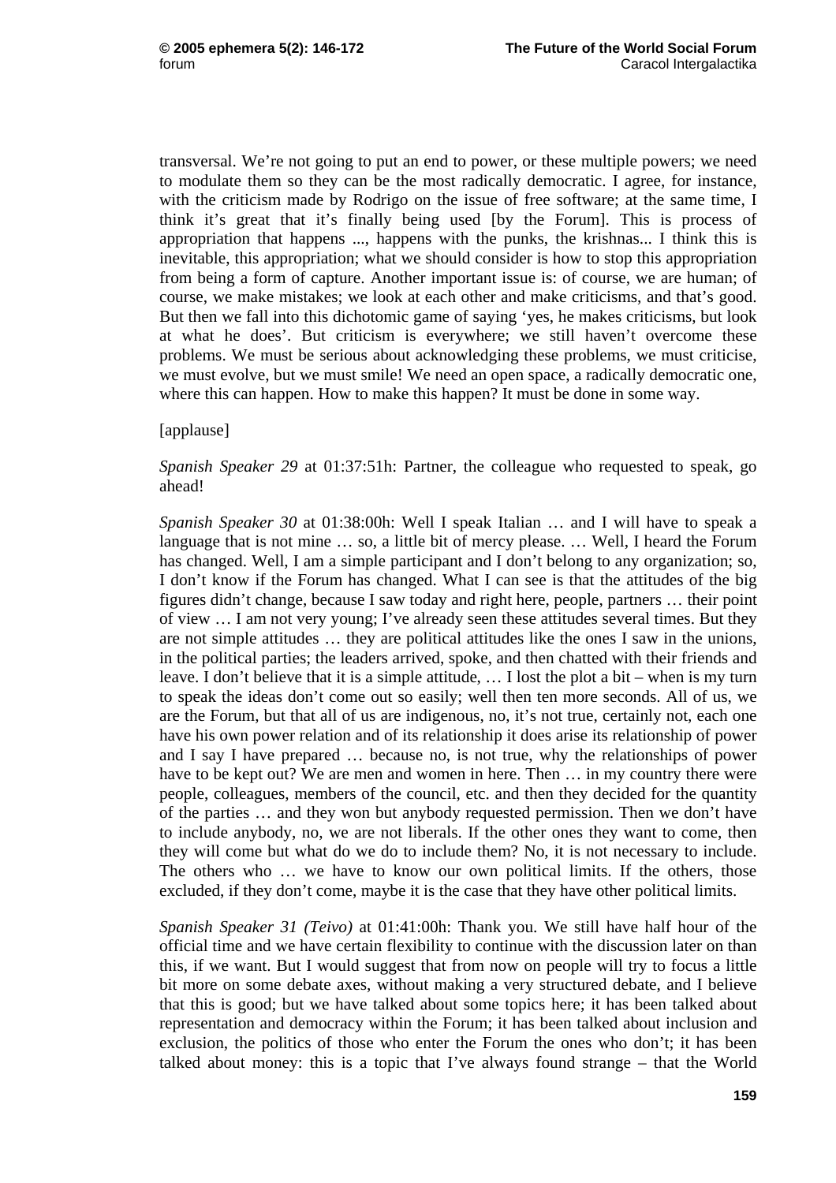transversal. We're not going to put an end to power, or these multiple powers; we need to modulate them so they can be the most radically democratic. I agree, for instance, with the criticism made by Rodrigo on the issue of free software; at the same time, I think it's great that it's finally being used [by the Forum]. This is process of appropriation that happens ..., happens with the punks, the krishnas... I think this is inevitable, this appropriation; what we should consider is how to stop this appropriation from being a form of capture. Another important issue is: of course, we are human; of course, we make mistakes; we look at each other and make criticisms, and that's good. But then we fall into this dichotomic game of saying 'yes, he makes criticisms, but look at what he does'. But criticism is everywhere; we still haven't overcome these problems. We must be serious about acknowledging these problems, we must criticise, we must evolve, but we must smile! We need an open space, a radically democratic one, where this can happen. How to make this happen? It must be done in some way.

[applause]

*Spanish Speaker 29* at 01:37:51h: Partner, the colleague who requested to speak, go ahead!

*Spanish Speaker 30* at 01:38:00h: Well I speak Italian … and I will have to speak a language that is not mine … so, a little bit of mercy please. … Well, I heard the Forum has changed. Well, I am a simple participant and I don't belong to any organization; so, I don't know if the Forum has changed. What I can see is that the attitudes of the big figures didn't change, because I saw today and right here, people, partners … their point of view … I am not very young; I've already seen these attitudes several times. But they are not simple attitudes … they are political attitudes like the ones I saw in the unions, in the political parties; the leaders arrived, spoke, and then chatted with their friends and leave. I don't believe that it is a simple attitude, … I lost the plot a bit – when is my turn to speak the ideas don't come out so easily; well then ten more seconds. All of us, we are the Forum, but that all of us are indigenous, no, it's not true, certainly not, each one have his own power relation and of its relationship it does arise its relationship of power and I say I have prepared … because no, is not true, why the relationships of power have to be kept out? We are men and women in here. Then … in my country there were people, colleagues, members of the council, etc. and then they decided for the quantity of the parties … and they won but anybody requested permission. Then we don't have to include anybody, no, we are not liberals. If the other ones they want to come, then they will come but what do we do to include them? No, it is not necessary to include. The others who … we have to know our own political limits. If the others, those excluded, if they don't come, maybe it is the case that they have other political limits.

*Spanish Speaker 31 (Teivo)* at 01:41:00h: Thank you. We still have half hour of the official time and we have certain flexibility to continue with the discussion later on than this, if we want. But I would suggest that from now on people will try to focus a little bit more on some debate axes, without making a very structured debate, and I believe that this is good; but we have talked about some topics here; it has been talked about representation and democracy within the Forum; it has been talked about inclusion and exclusion, the politics of those who enter the Forum the ones who don't; it has been talked about money: this is a topic that I've always found strange – that the World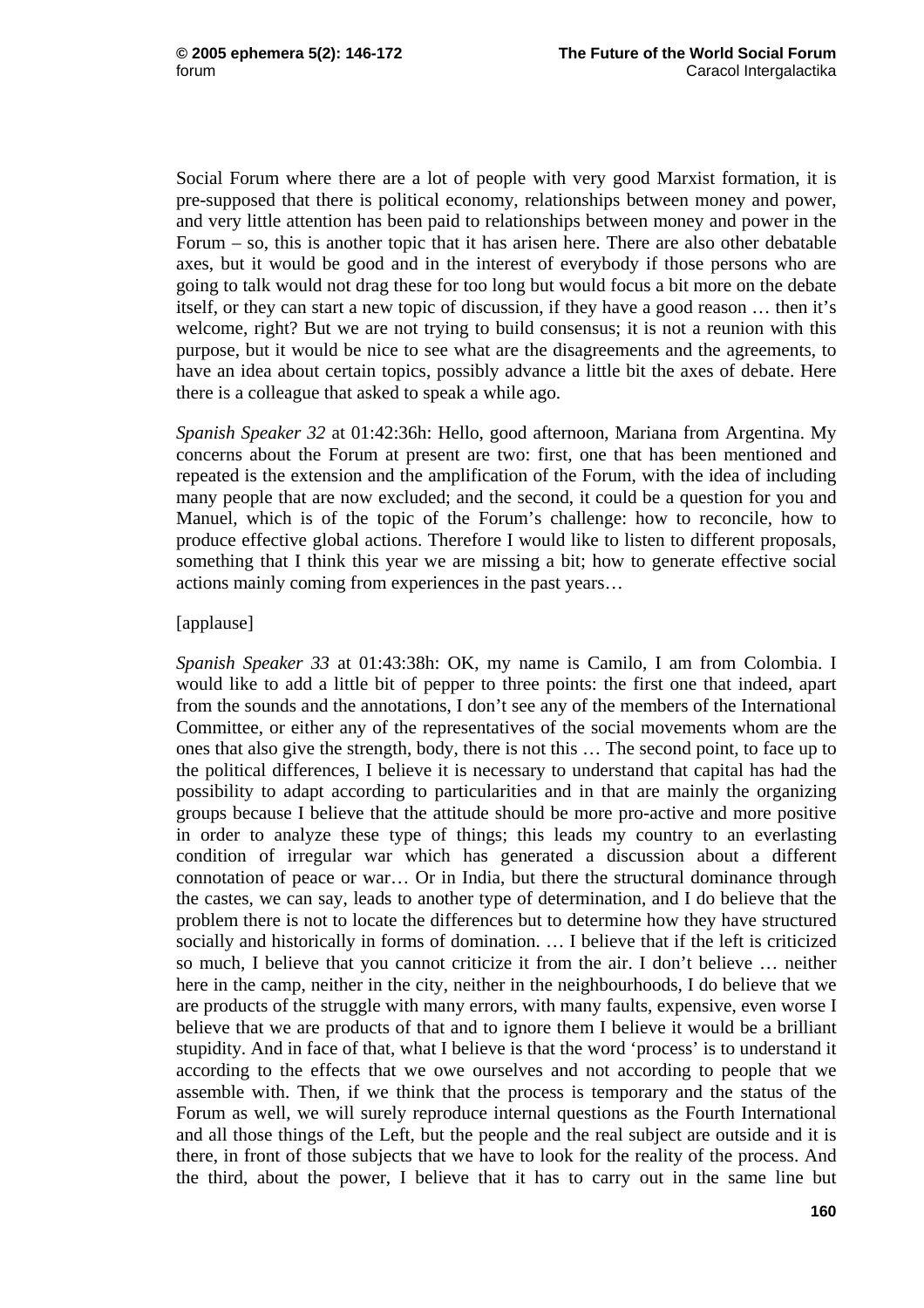Social Forum where there are a lot of people with very good Marxist formation, it is pre-supposed that there is political economy, relationships between money and power, and very little attention has been paid to relationships between money and power in the Forum – so, this is another topic that it has arisen here. There are also other debatable axes, but it would be good and in the interest of everybody if those persons who are going to talk would not drag these for too long but would focus a bit more on the debate itself, or they can start a new topic of discussion, if they have a good reason … then it's welcome, right? But we are not trying to build consensus; it is not a reunion with this purpose, but it would be nice to see what are the disagreements and the agreements, to have an idea about certain topics, possibly advance a little bit the axes of debate. Here there is a colleague that asked to speak a while ago.

*Spanish Speaker 32* at 01:42:36h: Hello, good afternoon, Mariana from Argentina. My concerns about the Forum at present are two: first, one that has been mentioned and repeated is the extension and the amplification of the Forum, with the idea of including many people that are now excluded; and the second, it could be a question for you and Manuel, which is of the topic of the Forum's challenge: how to reconcile, how to produce effective global actions. Therefore I would like to listen to different proposals, something that I think this year we are missing a bit; how to generate effective social actions mainly coming from experiences in the past years…

[applause]

*Spanish Speaker 33* at 01:43:38h: OK, my name is Camilo, I am from Colombia. I would like to add a little bit of pepper to three points: the first one that indeed, apart from the sounds and the annotations, I don't see any of the members of the International Committee, or either any of the representatives of the social movements whom are the ones that also give the strength, body, there is not this … The second point, to face up to the political differences, I believe it is necessary to understand that capital has had the possibility to adapt according to particularities and in that are mainly the organizing groups because I believe that the attitude should be more pro-active and more positive in order to analyze these type of things; this leads my country to an everlasting condition of irregular war which has generated a discussion about a different connotation of peace or war… Or in India, but there the structural dominance through the castes, we can say, leads to another type of determination, and I do believe that the problem there is not to locate the differences but to determine how they have structured socially and historically in forms of domination. … I believe that if the left is criticized so much, I believe that you cannot criticize it from the air. I don't believe … neither here in the camp, neither in the city, neither in the neighbourhoods, I do believe that we are products of the struggle with many errors, with many faults, expensive, even worse I believe that we are products of that and to ignore them I believe it would be a brilliant stupidity. And in face of that, what I believe is that the word 'process' is to understand it according to the effects that we owe ourselves and not according to people that we assemble with. Then, if we think that the process is temporary and the status of the Forum as well, we will surely reproduce internal questions as the Fourth International and all those things of the Left, but the people and the real subject are outside and it is there, in front of those subjects that we have to look for the reality of the process. And the third, about the power, I believe that it has to carry out in the same line but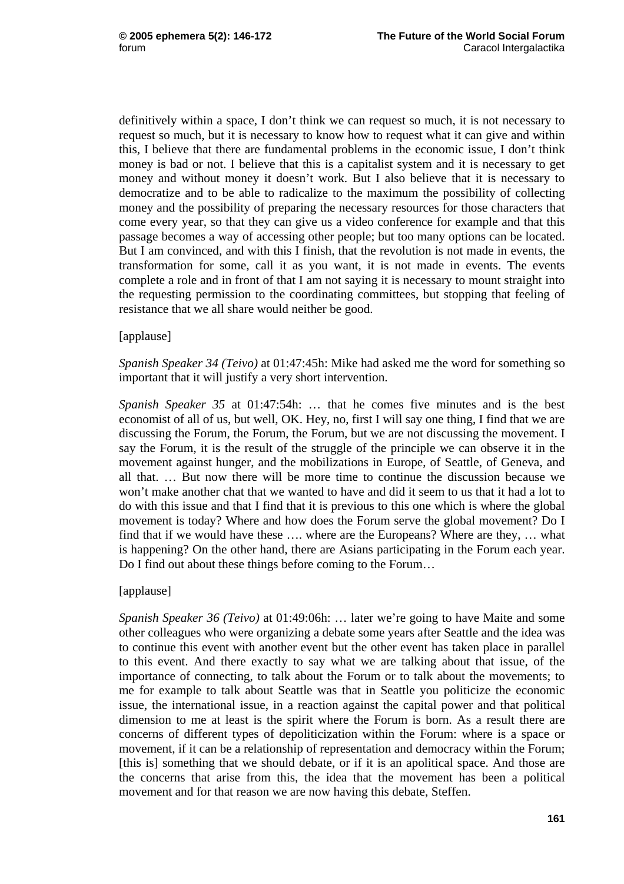definitively within a space, I don't think we can request so much, it is not necessary to request so much, but it is necessary to know how to request what it can give and within this, I believe that there are fundamental problems in the economic issue, I don't think money is bad or not. I believe that this is a capitalist system and it is necessary to get money and without money it doesn't work. But I also believe that it is necessary to democratize and to be able to radicalize to the maximum the possibility of collecting money and the possibility of preparing the necessary resources for those characters that come every year, so that they can give us a video conference for example and that this passage becomes a way of accessing other people; but too many options can be located. But I am convinced, and with this I finish, that the revolution is not made in events, the transformation for some, call it as you want, it is not made in events. The events complete a role and in front of that I am not saying it is necessary to mount straight into the requesting permission to the coordinating committees, but stopping that feeling of resistance that we all share would neither be good.

[applause]

*Spanish Speaker 34 (Teivo)* at 01:47:45h: Mike had asked me the word for something so important that it will justify a very short intervention.

*Spanish Speaker 35* at 01:47:54h: … that he comes five minutes and is the best economist of all of us, but well, OK. Hey, no, first I will say one thing, I find that we are discussing the Forum, the Forum, the Forum, but we are not discussing the movement. I say the Forum, it is the result of the struggle of the principle we can observe it in the movement against hunger, and the mobilizations in Europe, of Seattle, of Geneva, and all that. … But now there will be more time to continue the discussion because we won't make another chat that we wanted to have and did it seem to us that it had a lot to do with this issue and that I find that it is previous to this one which is where the global movement is today? Where and how does the Forum serve the global movement? Do I find that if we would have these …. where are the Europeans? Where are they, … what is happening? On the other hand, there are Asians participating in the Forum each year. Do I find out about these things before coming to the Forum…

[applause]

*Spanish Speaker 36 (Teivo)* at 01:49:06h: … later we're going to have Maite and some other colleagues who were organizing a debate some years after Seattle and the idea was to continue this event with another event but the other event has taken place in parallel to this event. And there exactly to say what we are talking about that issue, of the importance of connecting, to talk about the Forum or to talk about the movements; to me for example to talk about Seattle was that in Seattle you politicize the economic issue, the international issue, in a reaction against the capital power and that political dimension to me at least is the spirit where the Forum is born. As a result there are concerns of different types of depoliticization within the Forum: where is a space or movement, if it can be a relationship of representation and democracy within the Forum; [this is] something that we should debate, or if it is an apolitical space. And those are the concerns that arise from this, the idea that the movement has been a political movement and for that reason we are now having this debate, Steffen.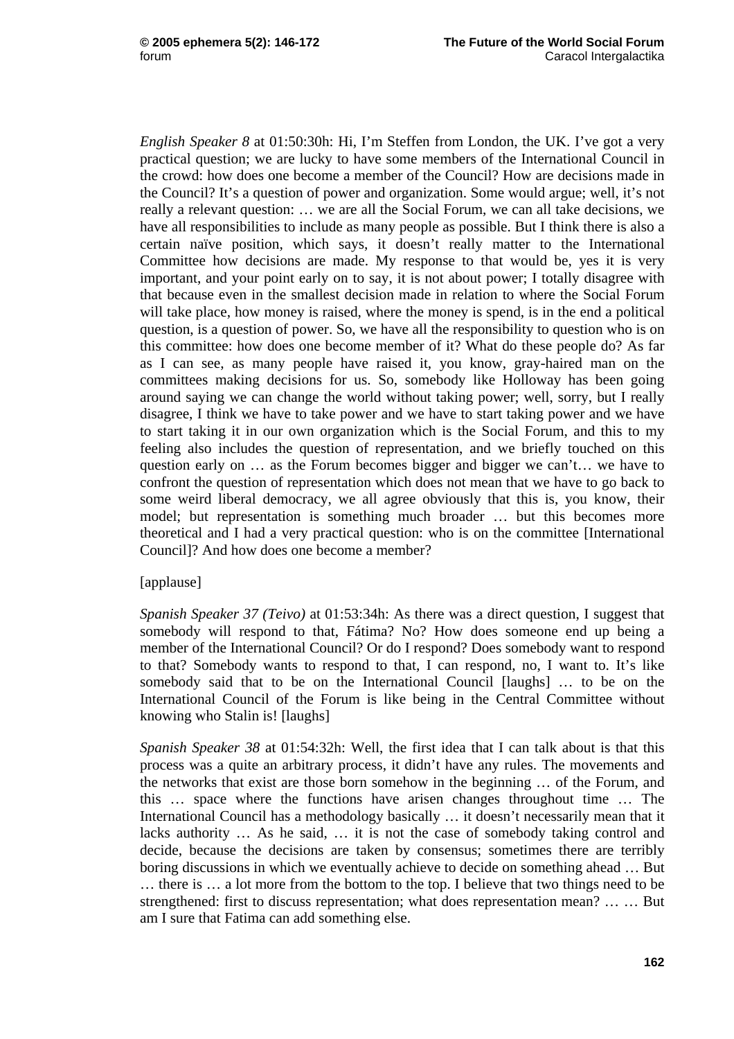*English Speaker 8* at 01:50:30h: Hi, I'm Steffen from London, the UK. I've got a very practical question; we are lucky to have some members of the International Council in the crowd: how does one become a member of the Council? How are decisions made in the Council? It's a question of power and organization. Some would argue; well, it's not really a relevant question: … we are all the Social Forum, we can all take decisions, we have all responsibilities to include as many people as possible. But I think there is also a certain naïve position, which says, it doesn't really matter to the International Committee how decisions are made. My response to that would be, yes it is very important, and your point early on to say, it is not about power; I totally disagree with that because even in the smallest decision made in relation to where the Social Forum will take place, how money is raised, where the money is spend, is in the end a political question, is a question of power. So, we have all the responsibility to question who is on this committee: how does one become member of it? What do these people do? As far as I can see, as many people have raised it, you know, gray-haired man on the committees making decisions for us. So, somebody like Holloway has been going around saying we can change the world without taking power; well, sorry, but I really disagree, I think we have to take power and we have to start taking power and we have to start taking it in our own organization which is the Social Forum, and this to my feeling also includes the question of representation, and we briefly touched on this question early on … as the Forum becomes bigger and bigger we can't… we have to confront the question of representation which does not mean that we have to go back to some weird liberal democracy, we all agree obviously that this is, you know, their model; but representation is something much broader … but this becomes more theoretical and I had a very practical question: who is on the committee [International Council]? And how does one become a member?

[applause]

*Spanish Speaker 37 (Teivo)* at 01:53:34h: As there was a direct question, I suggest that somebody will respond to that, Fátima? No? How does someone end up being a member of the International Council? Or do I respond? Does somebody want to respond to that? Somebody wants to respond to that, I can respond, no, I want to. It's like somebody said that to be on the International Council [laughs] … to be on the International Council of the Forum is like being in the Central Committee without knowing who Stalin is! [laughs]

*Spanish Speaker 38* at 01:54:32h: Well, the first idea that I can talk about is that this process was a quite an arbitrary process, it didn't have any rules. The movements and the networks that exist are those born somehow in the beginning … of the Forum, and this … space where the functions have arisen changes throughout time … The International Council has a methodology basically … it doesn't necessarily mean that it lacks authority … As he said, … it is not the case of somebody taking control and decide, because the decisions are taken by consensus; sometimes there are terribly boring discussions in which we eventually achieve to decide on something ahead … But … there is … a lot more from the bottom to the top. I believe that two things need to be strengthened: first to discuss representation; what does representation mean? … … But am I sure that Fatima can add something else.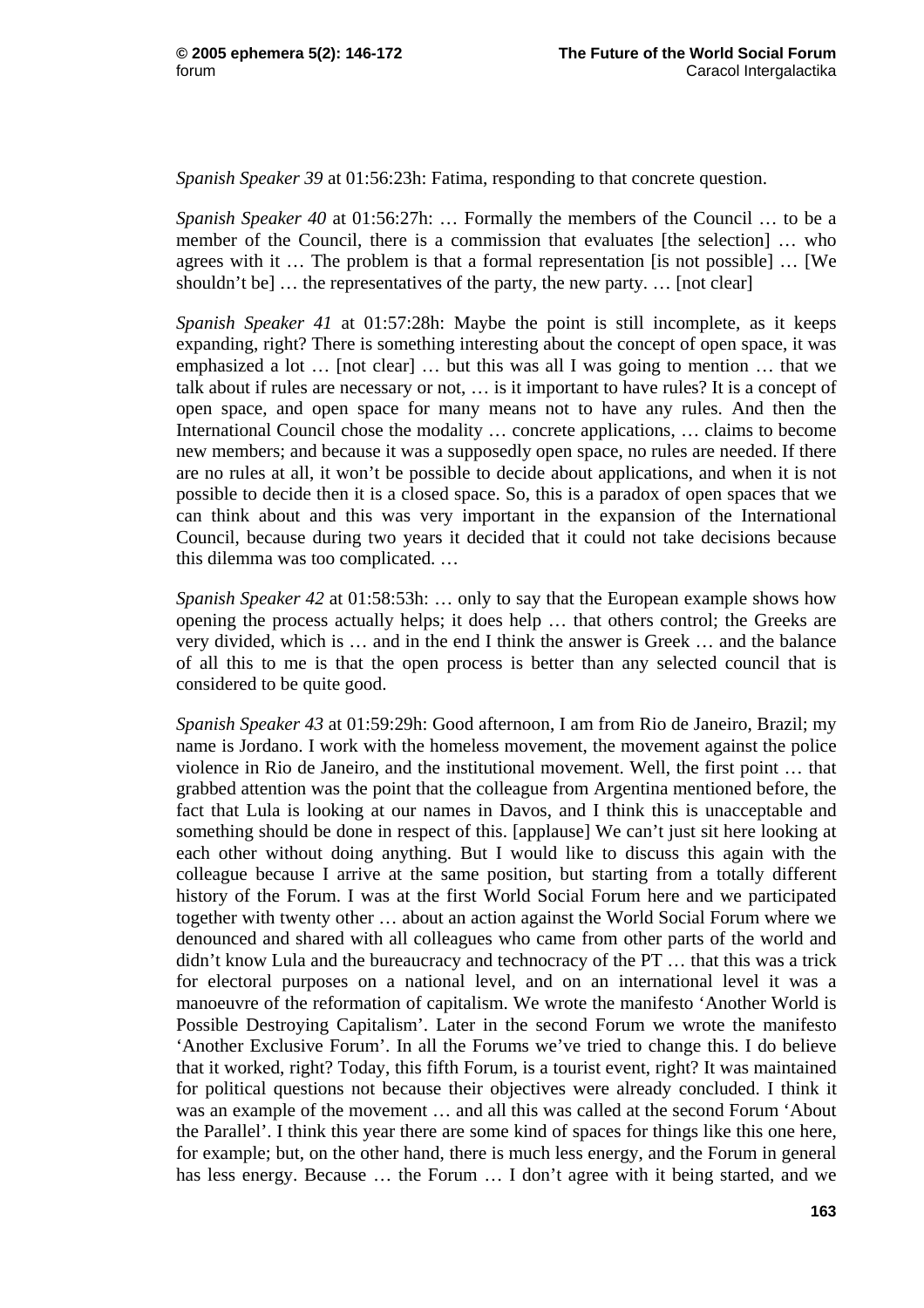*Spanish Speaker 39* at 01:56:23h: Fatima, responding to that concrete question.

*Spanish Speaker 40* at 01:56:27h: … Formally the members of the Council … to be a member of the Council, there is a commission that evaluates [the selection] … who agrees with it … The problem is that a formal representation [is not possible] … [We shouldn't be] … the representatives of the party, the new party. … [not clear]

*Spanish Speaker 41* at 01:57:28h: Maybe the point is still incomplete, as it keeps expanding, right? There is something interesting about the concept of open space, it was emphasized a lot … [not clear] … but this was all I was going to mention … that we talk about if rules are necessary or not, … is it important to have rules? It is a concept of open space, and open space for many means not to have any rules. And then the International Council chose the modality … concrete applications, … claims to become new members; and because it was a supposedly open space, no rules are needed. If there are no rules at all, it won't be possible to decide about applications, and when it is not possible to decide then it is a closed space. So, this is a paradox of open spaces that we can think about and this was very important in the expansion of the International Council, because during two years it decided that it could not take decisions because this dilemma was too complicated. …

*Spanish Speaker 42* at 01:58:53h: … only to say that the European example shows how opening the process actually helps; it does help … that others control; the Greeks are very divided, which is … and in the end I think the answer is Greek … and the balance of all this to me is that the open process is better than any selected council that is considered to be quite good.

*Spanish Speaker 43* at 01:59:29h: Good afternoon, I am from Rio de Janeiro, Brazil; my name is Jordano. I work with the homeless movement, the movement against the police violence in Rio de Janeiro, and the institutional movement. Well, the first point … that grabbed attention was the point that the colleague from Argentina mentioned before, the fact that Lula is looking at our names in Davos, and I think this is unacceptable and something should be done in respect of this. [applause] We can't just sit here looking at each other without doing anything. But I would like to discuss this again with the colleague because I arrive at the same position, but starting from a totally different history of the Forum. I was at the first World Social Forum here and we participated together with twenty other … about an action against the World Social Forum where we denounced and shared with all colleagues who came from other parts of the world and didn't know Lula and the bureaucracy and technocracy of the PT … that this was a trick for electoral purposes on a national level, and on an international level it was a manoeuvre of the reformation of capitalism. We wrote the manifesto 'Another World is Possible Destroying Capitalism'. Later in the second Forum we wrote the manifesto 'Another Exclusive Forum'. In all the Forums we've tried to change this. I do believe that it worked, right? Today, this fifth Forum, is a tourist event, right? It was maintained for political questions not because their objectives were already concluded. I think it was an example of the movement … and all this was called at the second Forum 'About the Parallel'. I think this year there are some kind of spaces for things like this one here, for example; but, on the other hand, there is much less energy, and the Forum in general has less energy. Because … the Forum … I don't agree with it being started, and we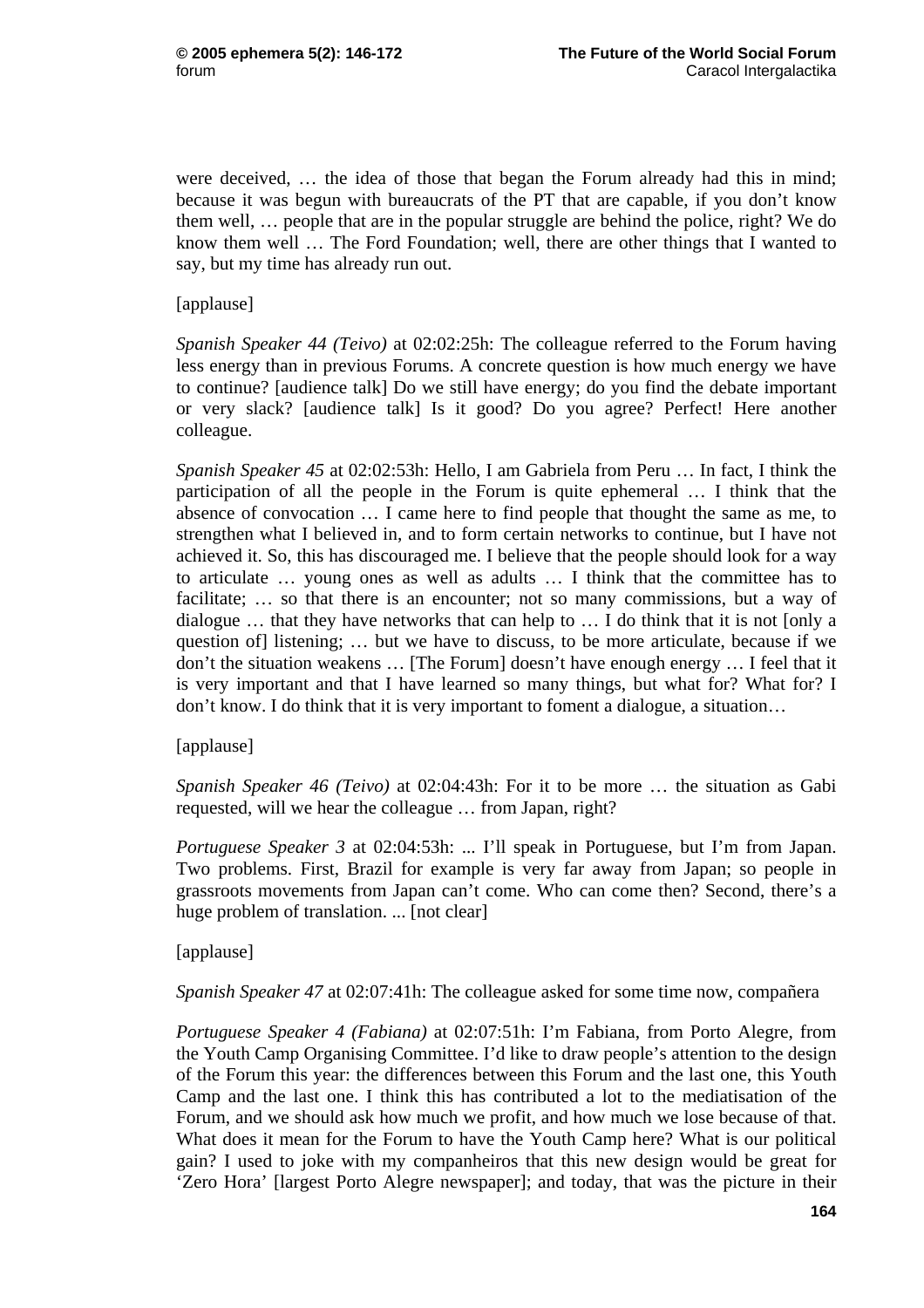were deceived, … the idea of those that began the Forum already had this in mind; because it was begun with bureaucrats of the PT that are capable, if you don't know them well, … people that are in the popular struggle are behind the police, right? We do know them well … The Ford Foundation; well, there are other things that I wanted to say, but my time has already run out.

[applause]

*Spanish Speaker 44 (Teivo)* at 02:02:25h: The colleague referred to the Forum having less energy than in previous Forums. A concrete question is how much energy we have to continue? [audience talk] Do we still have energy; do you find the debate important or very slack? [audience talk] Is it good? Do you agree? Perfect! Here another colleague.

*Spanish Speaker 45* at 02:02:53h: Hello, I am Gabriela from Peru … In fact, I think the participation of all the people in the Forum is quite ephemeral … I think that the absence of convocation … I came here to find people that thought the same as me, to strengthen what I believed in, and to form certain networks to continue, but I have not achieved it. So, this has discouraged me. I believe that the people should look for a way to articulate … young ones as well as adults … I think that the committee has to facilitate; … so that there is an encounter; not so many commissions, but a way of dialogue … that they have networks that can help to … I do think that it is not [only a question of] listening; … but we have to discuss, to be more articulate, because if we don't the situation weakens … [The Forum] doesn't have enough energy … I feel that it is very important and that I have learned so many things, but what for? What for? I don't know. I do think that it is very important to foment a dialogue, a situation…

[applause]

*Spanish Speaker 46 (Teivo)* at 02:04:43h: For it to be more … the situation as Gabi requested, will we hear the colleague … from Japan, right?

*Portuguese Speaker 3* at 02:04:53h: ... I'll speak in Portuguese, but I'm from Japan. Two problems. First, Brazil for example is very far away from Japan; so people in grassroots movements from Japan can't come. Who can come then? Second, there's a huge problem of translation. ... [not clear]

[applause]

*Spanish Speaker 47* at 02:07:41h: The colleague asked for some time now, compañera

*Portuguese Speaker 4 (Fabiana)* at 02:07:51h: I'm Fabiana, from Porto Alegre, from the Youth Camp Organising Committee. I'd like to draw people's attention to the design of the Forum this year: the differences between this Forum and the last one, this Youth Camp and the last one. I think this has contributed a lot to the mediatisation of the Forum, and we should ask how much we profit, and how much we lose because of that. What does it mean for the Forum to have the Youth Camp here? What is our political gain? I used to joke with my companheiros that this new design would be great for 'Zero Hora' [largest Porto Alegre newspaper]; and today, that was the picture in their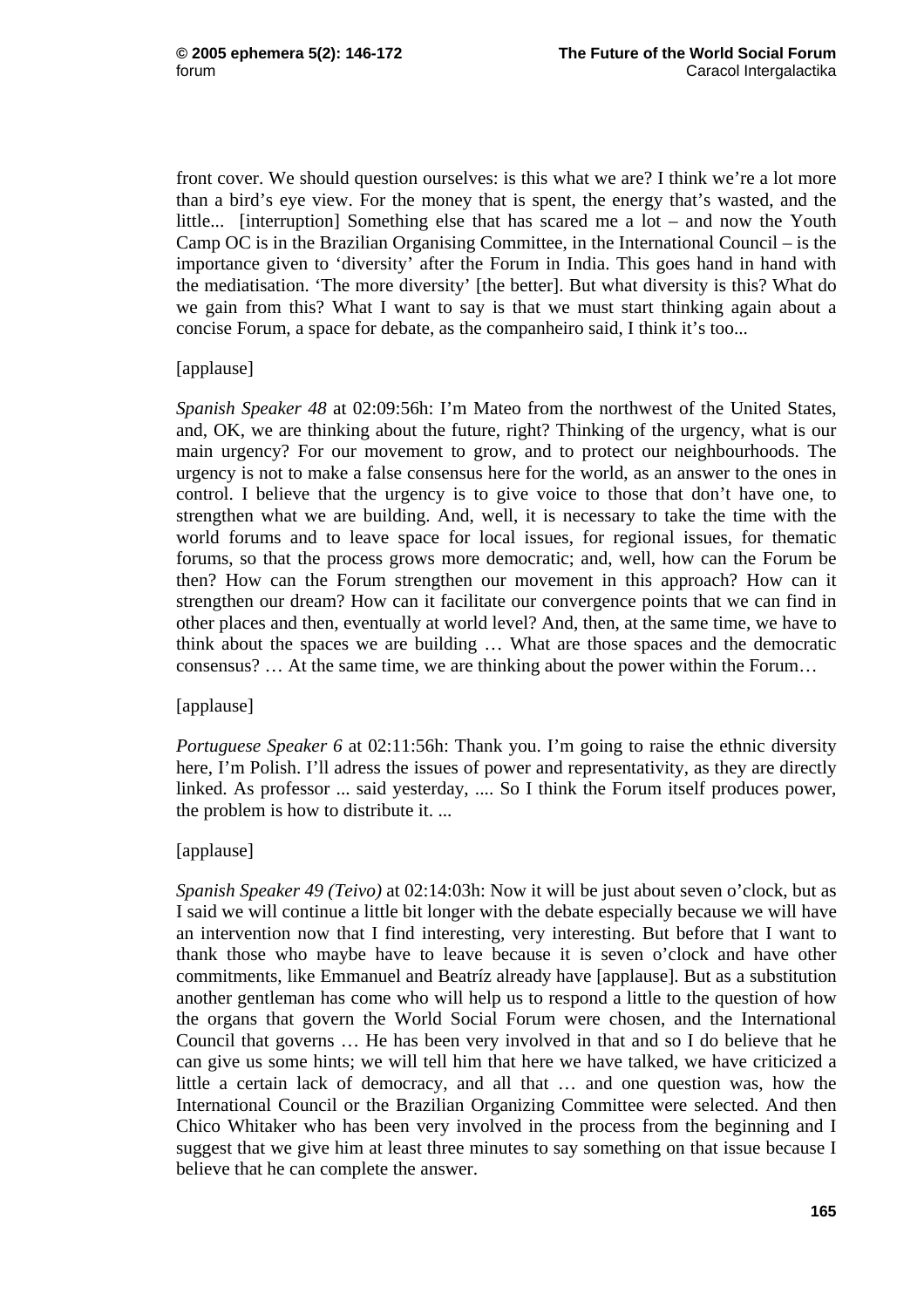front cover. We should question ourselves: is this what we are? I think we're a lot more than a bird's eye view. For the money that is spent, the energy that's wasted, and the little... [interruption] Something else that has scared me a lot – and now the Youth Camp OC is in the Brazilian Organising Committee, in the International Council – is the importance given to 'diversity' after the Forum in India. This goes hand in hand with the mediatisation. 'The more diversity' [the better]. But what diversity is this? What do we gain from this? What I want to say is that we must start thinking again about a concise Forum, a space for debate, as the companheiro said, I think it's too...

[applause]

*Spanish Speaker 48* at 02:09:56h: I'm Mateo from the northwest of the United States, and, OK, we are thinking about the future, right? Thinking of the urgency, what is our main urgency? For our movement to grow, and to protect our neighbourhoods. The urgency is not to make a false consensus here for the world, as an answer to the ones in control. I believe that the urgency is to give voice to those that don't have one, to strengthen what we are building. And, well, it is necessary to take the time with the world forums and to leave space for local issues, for regional issues, for thematic forums, so that the process grows more democratic; and, well, how can the Forum be then? How can the Forum strengthen our movement in this approach? How can it strengthen our dream? How can it facilitate our convergence points that we can find in other places and then, eventually at world level? And, then, at the same time, we have to think about the spaces we are building … What are those spaces and the democratic consensus? … At the same time, we are thinking about the power within the Forum…

[applause]

*Portuguese Speaker 6* at 02:11:56h: Thank you. I'm going to raise the ethnic diversity here, I'm Polish. I'll adress the issues of power and representativity, as they are directly linked. As professor ... said yesterday, .... So I think the Forum itself produces power, the problem is how to distribute it. ...

[applause]

*Spanish Speaker 49 (Teivo)* at 02:14:03h: Now it will be just about seven o'clock, but as I said we will continue a little bit longer with the debate especially because we will have an intervention now that I find interesting, very interesting. But before that I want to thank those who maybe have to leave because it is seven o'clock and have other commitments, like Emmanuel and Beatríz already have [applause]. But as a substitution another gentleman has come who will help us to respond a little to the question of how the organs that govern the World Social Forum were chosen, and the International Council that governs … He has been very involved in that and so I do believe that he can give us some hints; we will tell him that here we have talked, we have criticized a little a certain lack of democracy, and all that … and one question was, how the International Council or the Brazilian Organizing Committee were selected. And then Chico Whitaker who has been very involved in the process from the beginning and I suggest that we give him at least three minutes to say something on that issue because I believe that he can complete the answer.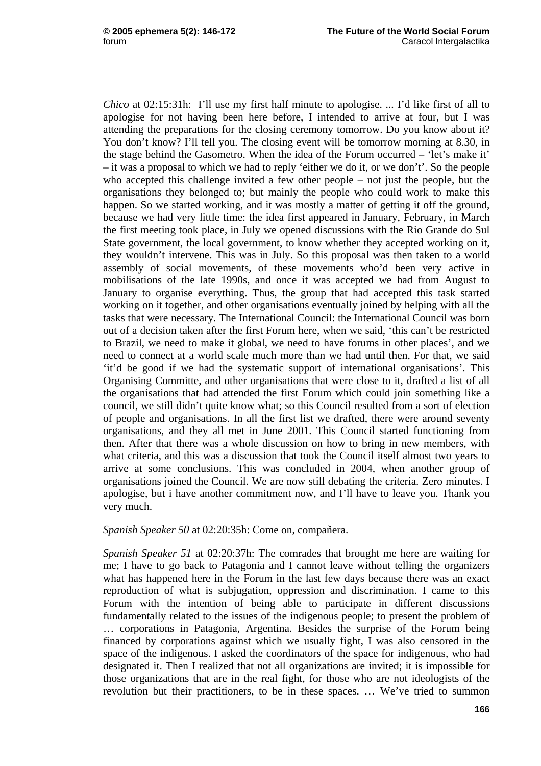*Chico* at 02:15:31h: I'll use my first half minute to apologise. ... I'd like first of all to apologise for not having been here before, I intended to arrive at four, but I was attending the preparations for the closing ceremony tomorrow. Do you know about it? You don't know? I'll tell you. The closing event will be tomorrow morning at 8.30, in the stage behind the Gasometro. When the idea of the Forum occurred – 'let's make it' – it was a proposal to which we had to reply 'either we do it, or we don't'. So the people who accepted this challenge invited a few other people – not just the people, but the organisations they belonged to; but mainly the people who could work to make this happen. So we started working, and it was mostly a matter of getting it off the ground, because we had very little time: the idea first appeared in January, February, in March the first meeting took place, in July we opened discussions with the Rio Grande do Sul State government, the local government, to know whether they accepted working on it, they wouldn't intervene. This was in July. So this proposal was then taken to a world assembly of social movements, of these movements who'd been very active in mobilisations of the late 1990s, and once it was accepted we had from August to January to organise everything. Thus, the group that had accepted this task started working on it together, and other organisations eventually joined by helping with all the tasks that were necessary. The International Council: the International Council was born out of a decision taken after the first Forum here, when we said, 'this can't be restricted to Brazil, we need to make it global, we need to have forums in other places', and we need to connect at a world scale much more than we had until then. For that, we said 'it'd be good if we had the systematic support of international organisations'. This Organising Committe, and other organisations that were close to it, drafted a list of all the organisations that had attended the first Forum which could join something like a council, we still didn't quite know what; so this Council resulted from a sort of election of people and organisations. In all the first list we drafted, there were around seventy organisations, and they all met in June 2001. This Council started functioning from then. After that there was a whole discussion on how to bring in new members, with what criteria, and this was a discussion that took the Council itself almost two years to arrive at some conclusions. This was concluded in 2004, when another group of organisations joined the Council. We are now still debating the criteria. Zero minutes. I apologise, but i have another commitment now, and I'll have to leave you. Thank you very much.

*Spanish Speaker 50* at 02:20:35h: Come on, compañera.

*Spanish Speaker 51* at 02:20:37h: The comrades that brought me here are waiting for me; I have to go back to Patagonia and I cannot leave without telling the organizers what has happened here in the Forum in the last few days because there was an exact reproduction of what is subjugation, oppression and discrimination. I came to this Forum with the intention of being able to participate in different discussions fundamentally related to the issues of the indigenous people; to present the problem of … corporations in Patagonia, Argentina. Besides the surprise of the Forum being financed by corporations against which we usually fight, I was also censored in the space of the indigenous. I asked the coordinators of the space for indigenous, who had designated it. Then I realized that not all organizations are invited; it is impossible for those organizations that are in the real fight, for those who are not ideologists of the revolution but their practitioners, to be in these spaces. … We've tried to summon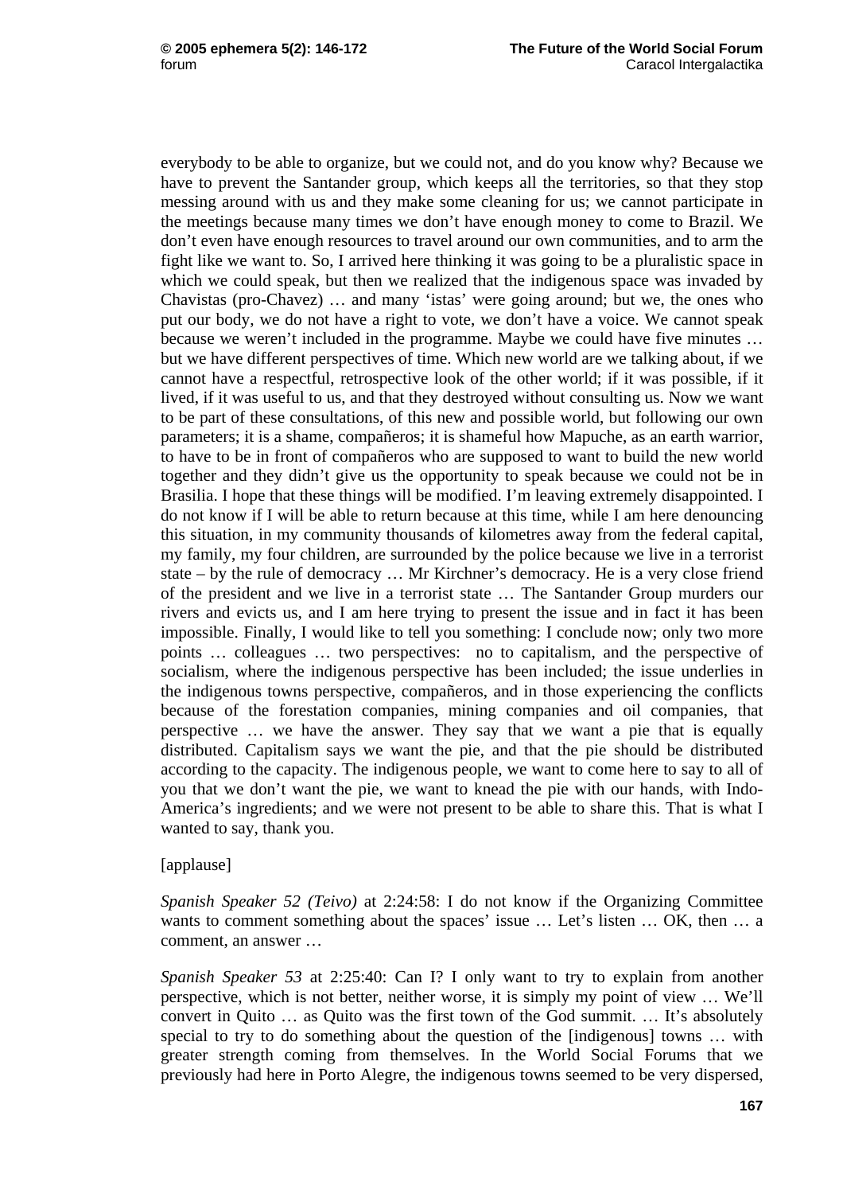everybody to be able to organize, but we could not, and do you know why? Because we have to prevent the Santander group, which keeps all the territories, so that they stop messing around with us and they make some cleaning for us; we cannot participate in the meetings because many times we don't have enough money to come to Brazil. We don't even have enough resources to travel around our own communities, and to arm the fight like we want to. So, I arrived here thinking it was going to be a pluralistic space in which we could speak, but then we realized that the indigenous space was invaded by Chavistas (pro-Chavez) … and many 'istas' were going around; but we, the ones who put our body, we do not have a right to vote, we don't have a voice. We cannot speak because we weren't included in the programme. Maybe we could have five minutes … but we have different perspectives of time. Which new world are we talking about, if we cannot have a respectful, retrospective look of the other world; if it was possible, if it lived, if it was useful to us, and that they destroyed without consulting us. Now we want to be part of these consultations, of this new and possible world, but following our own parameters; it is a shame, compañeros; it is shameful how Mapuche, as an earth warrior, to have to be in front of compañeros who are supposed to want to build the new world together and they didn't give us the opportunity to speak because we could not be in Brasilia. I hope that these things will be modified. I'm leaving extremely disappointed. I do not know if I will be able to return because at this time, while I am here denouncing this situation, in my community thousands of kilometres away from the federal capital, my family, my four children, are surrounded by the police because we live in a terrorist state – by the rule of democracy … Mr Kirchner's democracy. He is a very close friend of the president and we live in a terrorist state … The Santander Group murders our rivers and evicts us, and I am here trying to present the issue and in fact it has been impossible. Finally, I would like to tell you something: I conclude now; only two more points … colleagues … two perspectives: no to capitalism, and the perspective of socialism, where the indigenous perspective has been included; the issue underlies in the indigenous towns perspective, compañeros, and in those experiencing the conflicts because of the forestation companies, mining companies and oil companies, that perspective … we have the answer. They say that we want a pie that is equally distributed. Capitalism says we want the pie, and that the pie should be distributed according to the capacity. The indigenous people, we want to come here to say to all of you that we don't want the pie, we want to knead the pie with our hands, with Indo-America's ingredients; and we were not present to be able to share this. That is what I wanted to say, thank you.

[applause]

*Spanish Speaker 52 (Teivo)* at 2:24:58: I do not know if the Organizing Committee wants to comment something about the spaces' issue … Let's listen … OK, then … a comment, an answer …

*Spanish Speaker 53* at 2:25:40: Can I? I only want to try to explain from another perspective, which is not better, neither worse, it is simply my point of view … We'll convert in Quito … as Quito was the first town of the God summit. … It's absolutely special to try to do something about the question of the [indigenous] towns … with greater strength coming from themselves. In the World Social Forums that we previously had here in Porto Alegre, the indigenous towns seemed to be very dispersed,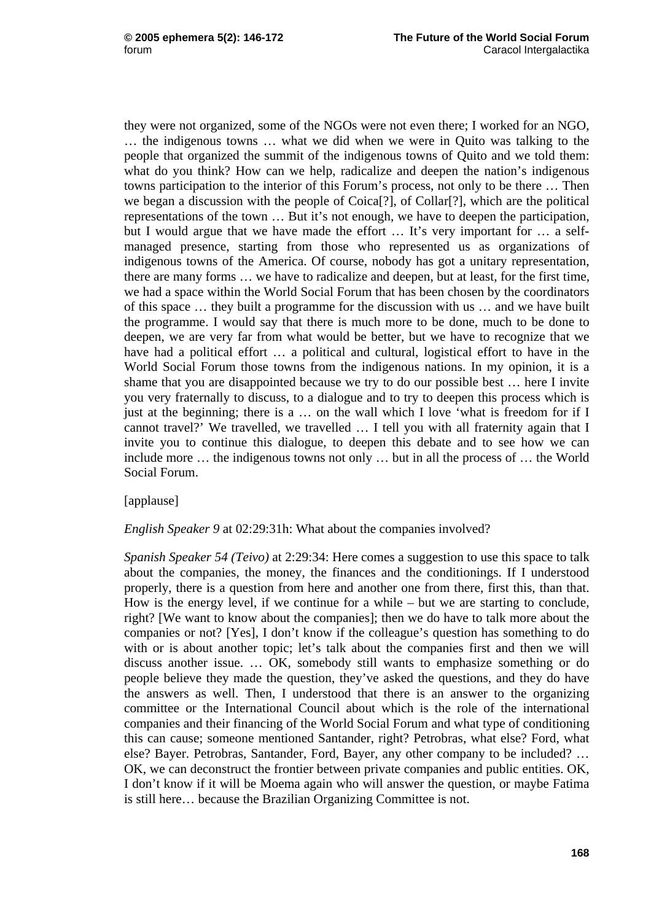they were not organized, some of the NGOs were not even there; I worked for an NGO, … the indigenous towns … what we did when we were in Quito was talking to the people that organized the summit of the indigenous towns of Quito and we told them: what do you think? How can we help, radicalize and deepen the nation's indigenous towns participation to the interior of this Forum's process, not only to be there … Then we began a discussion with the people of Coica[?], of Collar[?], which are the political representations of the town … But it's not enough, we have to deepen the participation, but I would argue that we have made the effort … It's very important for … a self-managed presence, starting from those who represented us as organizations of indigenous towns of the America. Of course, nobody has got a unitary representation, there are many forms … we have to radicalize and deepen, but at least, for the first time, we had a space within the World Social Forum that has been chosen by the coordinators of this space … they built a programme for the discussion with us … and we have built the programme. I would say that there is much more to be done, much to be done to deepen, we are very far from what would be better, but we have to recognize that we have had a political effort … a political and cultural, logistical effort to have in the World Social Forum those towns from the indigenous nations. In my opinion, it is a shame that you are disappointed because we try to do our possible best … here I invite you very fraternally to discuss, to a dialogue and to try to deepen this process which is just at the beginning; there is a … on the wall which I love 'what is freedom for if I cannot travel?' We travelled, we travelled … I tell you with all fraternity again that I invite you to continue this dialogue, to deepen this debate and to see how we can include more … the indigenous towns not only … but in all the process of … the World Social Forum.

[applause]

*English Speaker 9* at 02:29:31h: What about the companies involved?

*Spanish Speaker 54 (Teivo)* at 2:29:34: Here comes a suggestion to use this space to talk about the companies, the money, the finances and the conditionings. If I understood properly, there is a question from here and another one from there, first this, than that. How is the energy level, if we continue for a while – but we are starting to conclude, right? [We want to know about the companies]; then we do have to talk more about the companies or not? [Yes], I don't know if the colleague's question has something to do with or is about another topic; let's talk about the companies first and then we will discuss another issue. … OK, somebody still wants to emphasize something or do people believe they made the question, they've asked the questions, and they do have the answers as well. Then, I understood that there is an answer to the organizing committee or the International Council about which is the role of the international companies and their financing of the World Social Forum and what type of conditioning this can cause; someone mentioned Santander, right? Petrobras, what else? Ford, what else? Bayer. Petrobras, Santander, Ford, Bayer, any other company to be included? … OK, we can deconstruct the frontier between private companies and public entities. OK, I don't know if it will be Moema again who will answer the question, or maybe Fatima is still here… because the Brazilian Organizing Committee is not.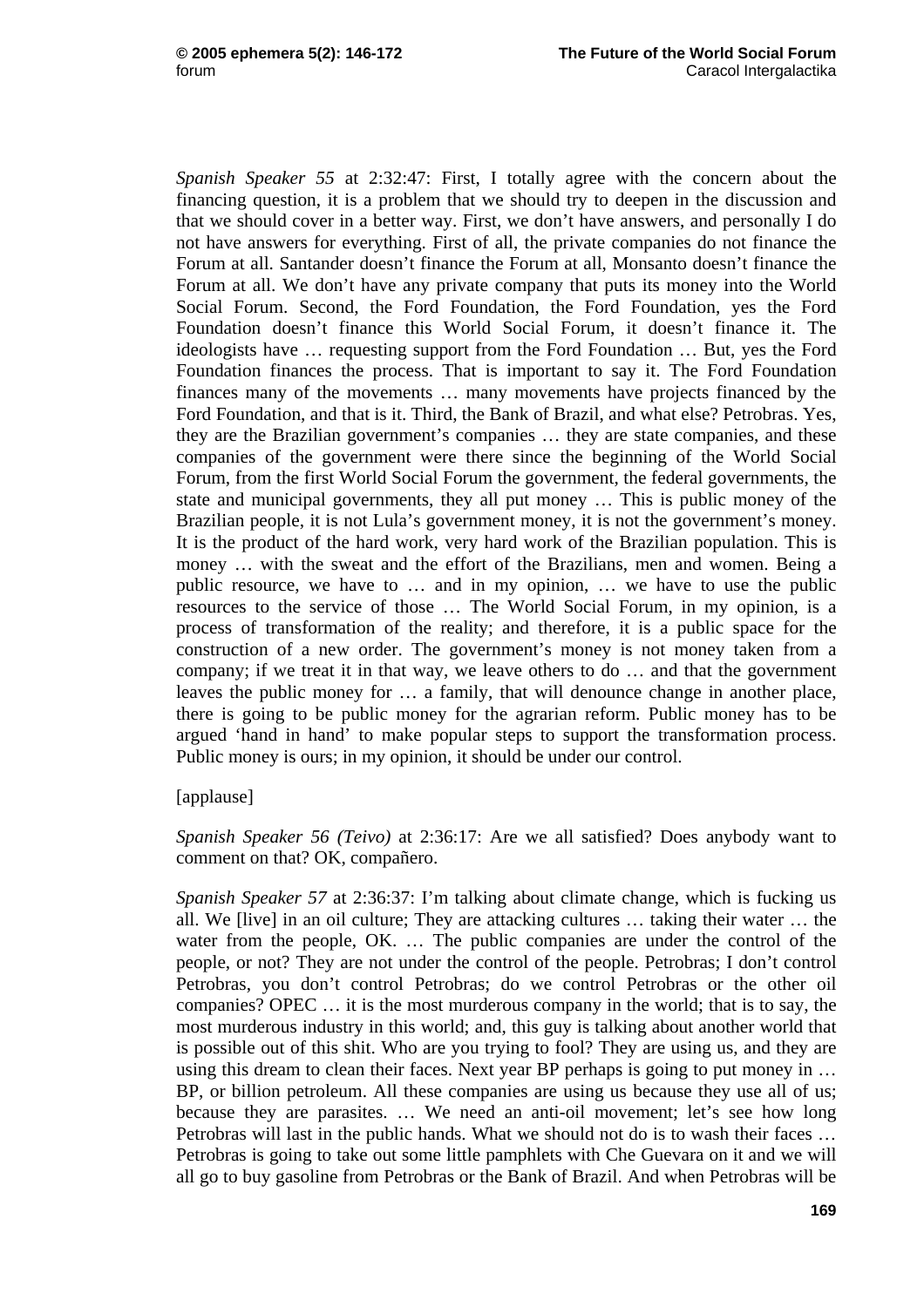*Spanish Speaker 55* at 2:32:47: First, I totally agree with the concern about the financing question, it is a problem that we should try to deepen in the discussion and that we should cover in a better way. First, we don't have answers, and personally I do not have answers for everything. First of all, the private companies do not finance the Forum at all. Santander doesn't finance the Forum at all, Monsanto doesn't finance the Forum at all. We don't have any private company that puts its money into the World Social Forum. Second, the Ford Foundation, the Ford Foundation, yes the Ford Foundation doesn't finance this World Social Forum, it doesn't finance it. The ideologists have … requesting support from the Ford Foundation … But, yes the Ford Foundation finances the process. That is important to say it. The Ford Foundation finances many of the movements … many movements have projects financed by the Ford Foundation, and that is it. Third, the Bank of Brazil, and what else? Petrobras. Yes, they are the Brazilian government's companies … they are state companies, and these companies of the government were there since the beginning of the World Social Forum, from the first World Social Forum the government, the federal governments, the state and municipal governments, they all put money … This is public money of the Brazilian people, it is not Lula's government money, it is not the government's money. It is the product of the hard work, very hard work of the Brazilian population. This is money … with the sweat and the effort of the Brazilians, men and women. Being a public resource, we have to … and in my opinion, … we have to use the public resources to the service of those … The World Social Forum, in my opinion, is a process of transformation of the reality; and therefore, it is a public space for the construction of a new order. The government's money is not money taken from a company; if we treat it in that way, we leave others to do … and that the government leaves the public money for … a family, that will denounce change in another place, there is going to be public money for the agrarian reform. Public money has to be argued 'hand in hand' to make popular steps to support the transformation process. Public money is ours; in my opinion, it should be under our control.

[applause]

*Spanish Speaker 56 (Teivo)* at 2:36:17: Are we all satisfied? Does anybody want to comment on that? OK, compañero.

*Spanish Speaker 57* at 2:36:37: I'm talking about climate change, which is fucking us all. We [live] in an oil culture; They are attacking cultures … taking their water … the water from the people, OK. … The public companies are under the control of the people, or not? They are not under the control of the people. Petrobras; I don't control Petrobras, you don't control Petrobras; do we control Petrobras or the other oil companies? OPEC … it is the most murderous company in the world; that is to say, the most murderous industry in this world; and, this guy is talking about another world that is possible out of this shit. Who are you trying to fool? They are using us, and they are using this dream to clean their faces. Next year BP perhaps is going to put money in … BP, or billion petroleum. All these companies are using us because they use all of us; because they are parasites. … We need an anti-oil movement; let's see how long Petrobras will last in the public hands. What we should not do is to wash their faces … Petrobras is going to take out some little pamphlets with Che Guevara on it and we will all go to buy gasoline from Petrobras or the Bank of Brazil. And when Petrobras will be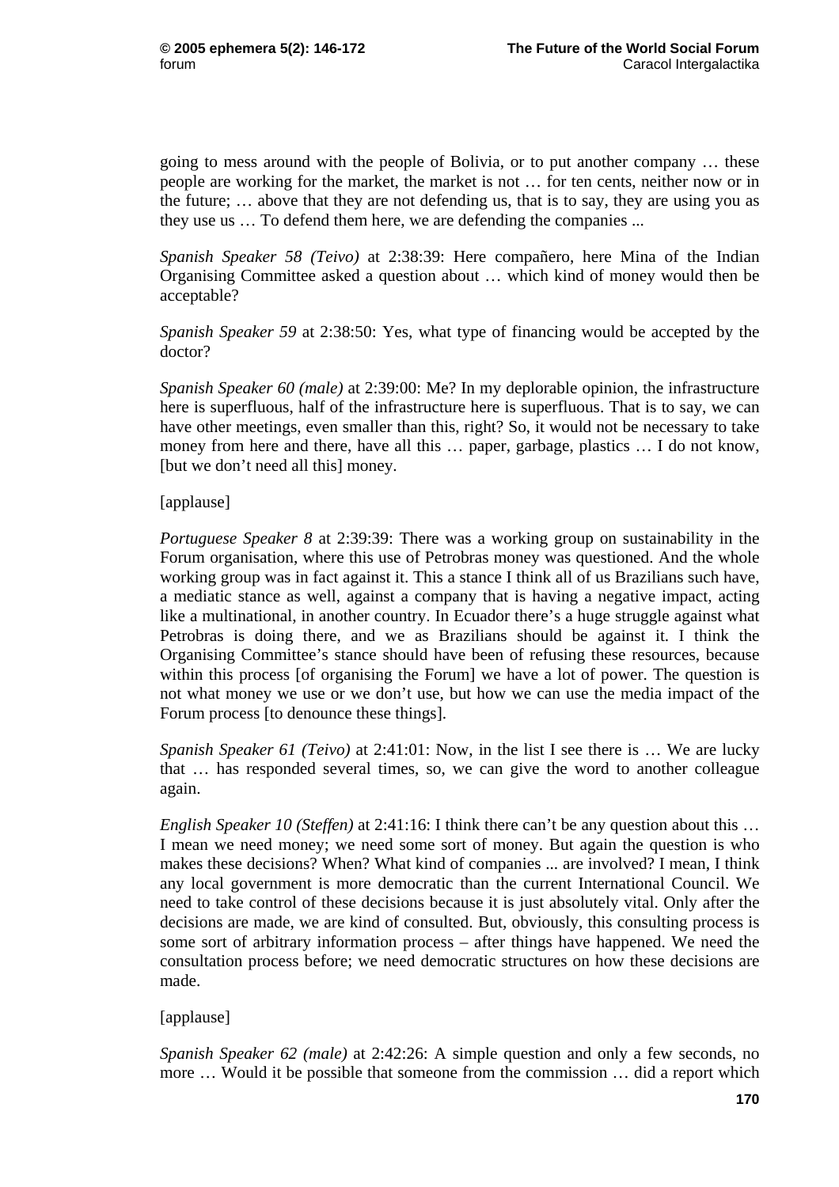going to mess around with the people of Bolivia, or to put another company … these people are working for the market, the market is not … for ten cents, neither now or in the future; … above that they are not defending us, that is to say, they are using you as they use us … To defend them here, we are defending the companies ...

*Spanish Speaker 58 (Teivo)* at 2:38:39: Here compañero, here Mina of the Indian Organising Committee asked a question about … which kind of money would then be acceptable?

*Spanish Speaker 59* at 2:38:50: Yes, what type of financing would be accepted by the doctor?

*Spanish Speaker 60 (male)* at 2:39:00: Me? In my deplorable opinion, the infrastructure here is superfluous, half of the infrastructure here is superfluous. That is to say, we can have other meetings, even smaller than this, right? So, it would not be necessary to take money from here and there, have all this … paper, garbage, plastics … I do not know, [but we don't need all this] money.

[applause]

*Portuguese Speaker 8* at 2:39:39: There was a working group on sustainability in the Forum organisation, where this use of Petrobras money was questioned. And the whole working group was in fact against it. This a stance I think all of us Brazilians such have, a mediatic stance as well, against a company that is having a negative impact, acting like a multinational, in another country. In Ecuador there's a huge struggle against what Petrobras is doing there, and we as Brazilians should be against it. I think the Organising Committee's stance should have been of refusing these resources, because within this process [of organising the Forum] we have a lot of power. The question is not what money we use or we don't use, but how we can use the media impact of the Forum process [to denounce these things].

*Spanish Speaker 61 (Teivo)* at 2:41:01: Now, in the list I see there is … We are lucky that … has responded several times, so, we can give the word to another colleague again.

*English Speaker 10 (Steffen)* at 2:41:16: I think there can't be any question about this … I mean we need money; we need some sort of money. But again the question is who makes these decisions? When? What kind of companies ... are involved? I mean, I think any local government is more democratic than the current International Council. We need to take control of these decisions because it is just absolutely vital. Only after the decisions are made, we are kind of consulted. But, obviously, this consulting process is some sort of arbitrary information process – after things have happened. We need the consultation process before; we need democratic structures on how these decisions are made.

[applause]

*Spanish Speaker 62 (male)* at 2:42:26: A simple question and only a few seconds, no more … Would it be possible that someone from the commission … did a report which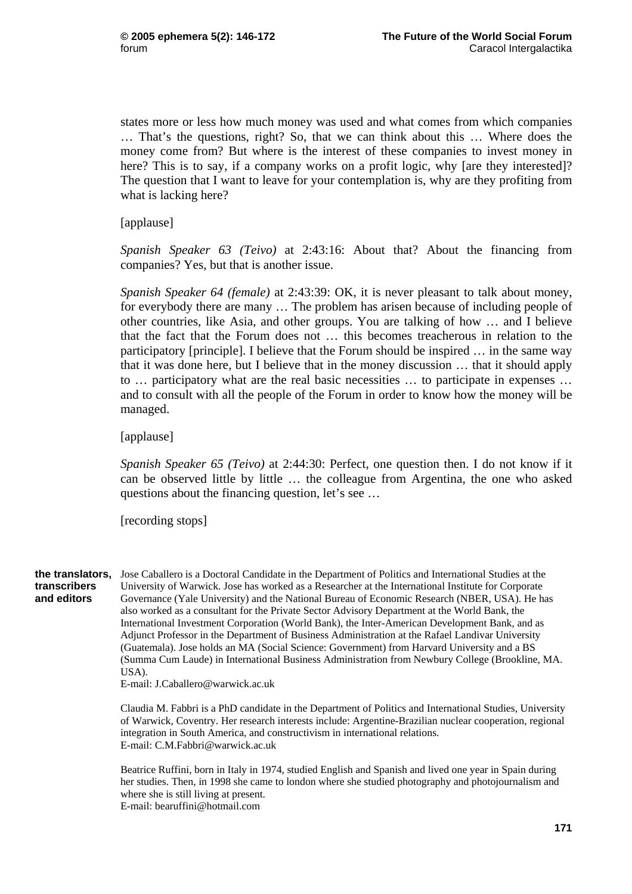states more or less how much money was used and what comes from which companies … That's the questions, right? So, that we can think about this … Where does the money come from? But where is the interest of these companies to invest money in here? This is to say, if a company works on a profit logic, why [are they interested]? The question that I want to leave for your contemplation is, why are they profiting from what is lacking here?

[applause]

*Spanish Speaker 63 (Teivo)* at 2:43:16: About that? About the financing from companies? Yes, but that is another issue.

*Spanish Speaker 64 (female)* at 2:43:39: OK, it is never pleasant to talk about money, for everybody there are many … The problem has arisen because of including people of other countries, like Asia, and other groups. You are talking of how … and I believe that the fact that the Forum does not … this becomes treacherous in relation to the participatory [principle]. I believe that the Forum should be inspired … in the same way that it was done here, but I believe that in the money discussion … that it should apply to … participatory what are the real basic necessities … to participate in expenses … and to consult with all the people of the Forum in order to know how the money will be managed.

[applause]

*Spanish Speaker 65 (Teivo)* at 2:44:30: Perfect, one question then. I do not know if it can be observed little by little … the colleague from Argentina, the one who asked questions about the financing question, let's see …

[recording stops]

**the translators, transcribers and editors**

Jose Caballero is a Doctoral Candidate in the Department of Politics and International Studies at the University of Warwick. Jose has worked as a Researcher at the International Institute for Corporate Governance (Yale University) and the National Bureau of Economic Research (NBER, USA). He has also worked as a consultant for the Private Sector Advisory Department at the World Bank, the International Investment Corporation (World Bank), the Inter-American Development Bank, and as Adjunct Professor in the Department of Business Administration at the Rafael Landivar University (Guatemala). Jose holds an MA (Social Science: Government) from Harvard University and a BS (Summa Cum Laude) in International Business Administration from Newbury College (Brookline, MA. USA).
E-mail: J.Caballero@warwick.ac.uk

Claudia M. Fabbri is a PhD candidate in the Department of Politics and International Studies, University of Warwick, Coventry. Her research interests include: Argentine-Brazilian nuclear cooperation, regional integration in South America, and constructivism in international relations.
E-mail: C.M.Fabbri@warwick.ac.uk

Beatrice Ruffini, born in Italy in 1974, studied English and Spanish and lived one year in Spain during her studies. Then, in 1998 she came to london where she studied photography and photojournalism and where she is still living at present.
E-mail: bearuffini@hotmail.com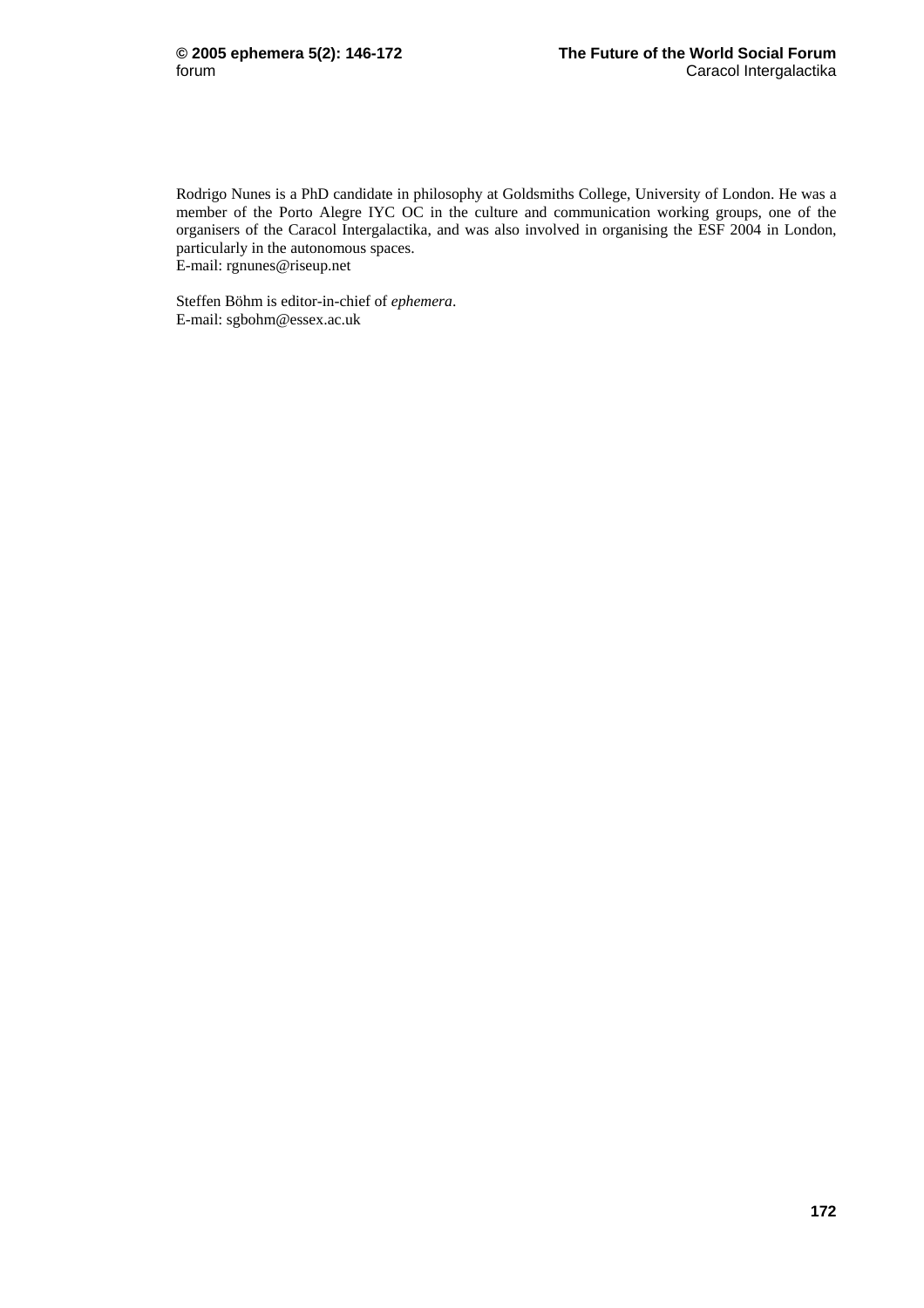Rodrigo Nunes is a PhD candidate in philosophy at Goldsmiths College, University of London. He was a member of the Porto Alegre IYC OC in the culture and communication working groups, one of the organisers of the Caracol Intergalactika, and was also involved in organising the ESF 2004 in London, particularly in the autonomous spaces.
E-mail: rgnunes@riseup.net

Steffen Böhm is editor-in-chief of *ephemera*.
E-mail: sgbohm@essex.ac.uk